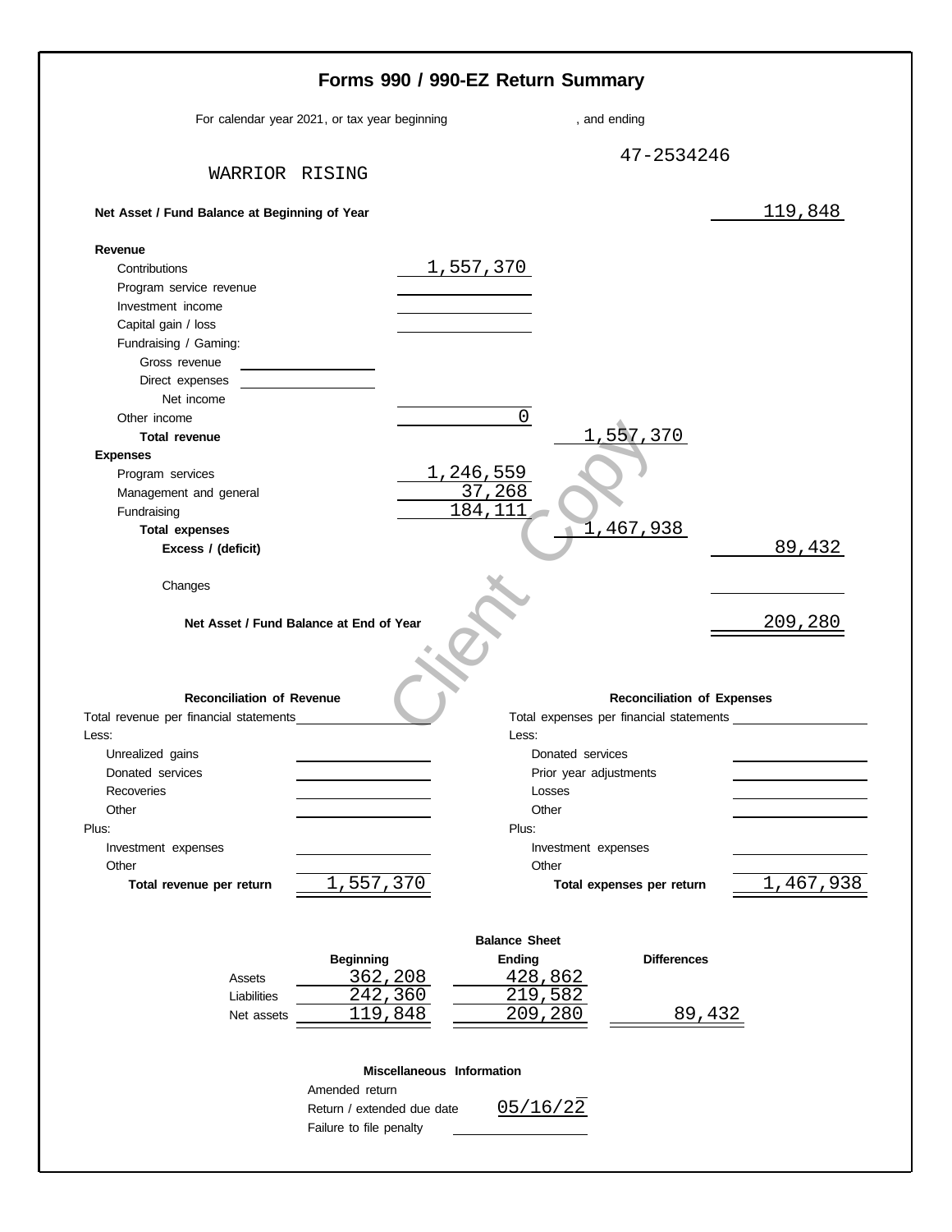# Forms 990 / 990-EZ Return Summary

For calendar year 2021, or tax year beginning , and ending

WARRIOR RISING

47-2534246

| | | | |
|---|---|---|---|
| **Net Asset / Fund Balance at Beginning of Year** | | | 119,848 |
| **Revenue** | | | |
| Contributions | 1,557,370 | | |
| Program service revenue | | | |
| Investment income | | | |
| Capital gain / loss | | | |
| Fundraising / Gaming: | | | |
| Gross revenue | | | |
| Direct expenses | | | |
| Net income | | | |
| Other income | 0 | | |
| **Total revenue** | | 1,557,370 | |
| **Expenses** | | | |
| Program services | 1,246,559 | | |
| Management and general | 37,268 | | |
| Fundraising | 184,111 | | |
| **Total expenses** | | 1,467,938 | |
| **Excess / (deficit)** | | | 89,432 |
| Changes | | | |
| **Net Asset / Fund Balance at End of Year** | | | 209,280 |

| **Reconciliation of Revenue** | | **Reconciliation of Expenses** | |
|---|---|---|---|
| Total revenue per financial statements | | Total expenses per financial statements | |
| Less: | | Less: | |
| Unrealized gains | | Donated services | |
| Donated services | | Prior year adjustments | |
| Recoveries | | Losses | |
| Other | | Other | |
| Plus: | | Plus: | |
| Investment expenses | | Investment expenses | |
| Other | | Other | |
| **Total revenue per return** | 1,557,370 | **Total expenses per return** | 1,467,938 |

**Balance Sheet**

| | **Beginning** | **Ending** | **Differences** |
|---|---|---|---|
| Assets | 362,208 | 428,862 | |
| Liabilities | 242,360 | 219,582 | |
| Net assets | 119,848 | 209,280 | 89,432 |

**Miscellaneous Information**

| | |
|---|---|
| Amended return | |
| Return / extended due date | 05/16/22 |
| Failure to file penalty | |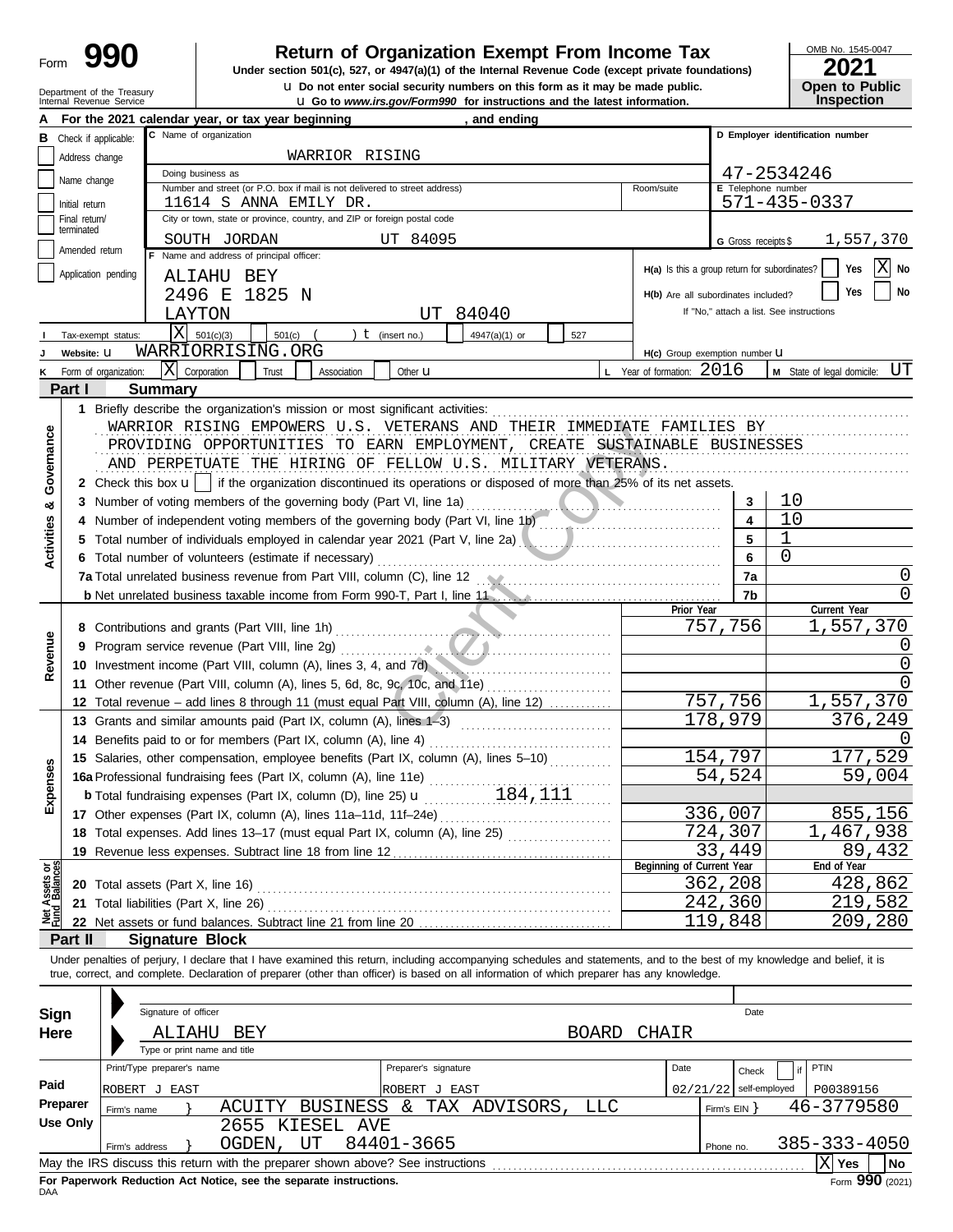Form **990**

# Return of Organization Exempt From Income Tax

**Under section 501(c), 527, or 4947(a)(1) of the Internal Revenue Code (except private foundations)**

u Do not enter social security numbers on this form as it may be made public.

u Go to *www.irs.gov/Form990* for instructions and the latest information.

OMB No. 1545-0047

**2021**

**Open to Public Inspection**

Department of the Treasury
Internal Revenue Service

**A** For the 2021 calendar year, or tax year beginning , and ending

**B** Check if applicable: Address change; Name change; Initial return; Final return/terminated; Amended return; Application pending

**C** Name of organization: WARRIOR RISING

Doing business as

Number and street (or P.O. box if mail is not delivered to street address): 11614 S ANNA EMILY DR.

Room/suite

City or town, state or province, country, and ZIP or foreign postal code: SOUTH JORDAN UT 84095

**D** Employer identification number: 47-2534246

**E** Telephone number: 571-435-0337

**G** Gross receipts $ 1,557,370

**F** Name and address of principal officer: ALIAHU BEY, 2496 E 1825 N, LAYTON UT 84040

H(a) Is this a group return for subordinates? Yes [ ] No [X]

H(b) Are all subordinates included? Yes [ ] No [ ]
If "No," attach a list. See instructions

**I** Tax-exempt status: [X] 501(c)(3) [ ] 501(c) ( ) t (insert no.) [ ] 4947(a)(1) or [ ] 527

**J** Website: u WARRIORRISING.ORG

H(c) Group exemption number u

**K** Form of organization: [X] Corporation [ ] Trust [ ] Association [ ] Other u

**L** Year of formation: 2016

**M** State of legal domicile: UT

## Part I Summary

**Activities & Governance**

1 Briefly describe the organization's mission or most significant activities:
WARRIOR RISING EMPOWERS U.S. VETERANS AND THEIR IMMEDIATE FAMILIES BY PROVIDING OPPORTUNITIES TO EARN EMPLOYMENT, CREATE SUSTAINABLE BUSINESSES AND PERPETUATE THE HIRING OF FELLOW U.S. MILITARY VETERANS.

2 Check this box u [ ] if the organization discontinued its operations or disposed of more than 25% of its net assets.

| | | | |
|---|---|---|---|
| 3 | Number of voting members of the governing body (Part VI, line 1a) | 3 | 10 |
| 4 | Number of independent voting members of the governing body (Part VI, line 1b) | 4 | 10 |
| 5 | Total number of individuals employed in calendar year 2021 (Part V, line 2a) | 5 | 1 |
| 6 | Total number of volunteers (estimate if necessary) | 6 | 0 |
| 7a | Total unrelated business revenue from Part VIII, column (C), line 12 | 7a | 0 |
| b | Net unrelated business taxable income from Form 990-T, Part I, line 11 | 7b | 0 |

| | | Prior Year | Current Year |
|---|---|---|---|
| **Revenue** | | | |
| 8 | Contributions and grants (Part VIII, line 1h) | 757,756 | 1,557,370 |
| 9 | Program service revenue (Part VIII, line 2g) | | 0 |
| 10 | Investment income (Part VIII, column (A), lines 3, 4, and 7d) | | 0 |
| 11 | Other revenue (Part VIII, column (A), lines 5, 6d, 8c, 9c, 10c, and 11e) | | 0 |
| 12 | Total revenue – add lines 8 through 11 (must equal Part VIII, column (A), line 12) | 757,756 | 1,557,370 |
| **Expenses** | | | |
| 13 | Grants and similar amounts paid (Part IX, column (A), lines 1–3) | 178,979 | 376,249 |
| 14 | Benefits paid to or for members (Part IX, column (A), line 4) | | 0 |
| 15 | Salaries, other compensation, employee benefits (Part IX, column (A), lines 5–10) | 154,797 | 177,529 |
| 16a | Professional fundraising fees (Part IX, column (A), line 11e) | 54,524 | 59,004 |
| b | Total fundraising expenses (Part IX, column (D), line 25) u 184,111 | | |
| 17 | Other expenses (Part IX, column (A), lines 11a–11d, 11f–24e) | 336,007 | 855,156 |
| 18 | Total expenses. Add lines 13–17 (must equal Part IX, column (A), line 25) | 724,307 | 1,467,938 |
| 19 | Revenue less expenses. Subtract line 18 from line 12 | 33,449 | 89,432 |
| **Net Assets or Fund Balances** | | **Beginning of Current Year** | **End of Year** |
| 20 | Total assets (Part X, line 16) | 362,208 | 428,862 |
| 21 | Total liabilities (Part X, line 26) | 242,360 | 219,582 |
| 22 | Net assets or fund balances. Subtract line 21 from line 20 | 119,848 | 209,280 |

## Part II Signature Block

Under penalties of perjury, I declare that I have examined this return, including accompanying schedules and statements, and to the best of my knowledge and belief, it is true, correct, and complete. Declaration of preparer (other than officer) is based on all information of which preparer has any knowledge.

**Sign Here**

Signature of officer — Date

ALIAHU BEY — BOARD CHAIR
Type or print name and title

**Paid Preparer Use Only**

| Print/Type preparer's name | Preparer's signature | Date | Check [ ] if self-employed | PTIN |
|---|---|---|---|---|
| ROBERT J EAST | ROBERT J EAST | 02/21/22 | | P00389156 |

Firm's name } ACUITY BUSINESS & TAX ADVISORS, LLC — Firm's EIN } 46-3779580

Firm's address } 2655 KIESEL AVE, OGDEN, UT 84401-3665 — Phone no. 385-333-4050

May the IRS discuss this return with the preparer shown above? See instructions [X] Yes [ ] No

**For Paperwork Reduction Act Notice, see the separate instructions.**

DAA

Form **990** (2021)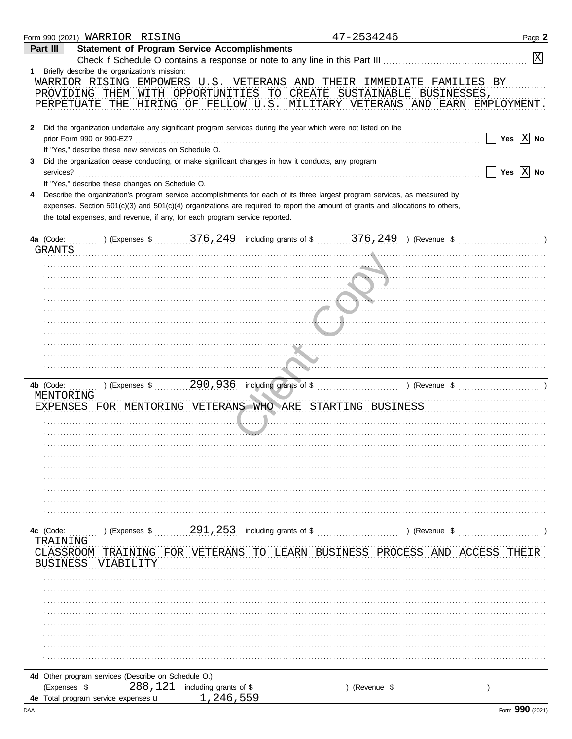Form 990 (2021) WARRIOR RISING 47-2534246 Page **2**

## Part III Statement of Program Service Accomplishments

Check if Schedule O contains a response or note to any line in this Part III . . . [X]

**1** Briefly describe the organization's mission:

WARRIOR RISING EMPOWERS U.S. VETERANS AND THEIR IMMEDIATE FAMILIES BY PROVIDING THEM WITH OPPORTUNITIES TO CREATE SUSTAINABLE BUSINESSES, PERPETUATE THE HIRING OF FELLOW U.S. MILITARY VETERANS AND EARN EMPLOYMENT.

**2** Did the organization undertake any significant program services during the year which were not listed on the prior Form 990 or 990-EZ? . . . [ ] Yes [X] No

If "Yes," describe these new services on Schedule O.

**3** Did the organization cease conducting, or make significant changes in how it conducts, any program services? . . . [ ] Yes [X] No

If "Yes," describe these changes on Schedule O.

**4** Describe the organization's program service accomplishments for each of its three largest program services, as measured by expenses. Section 501(c)(3) and 501(c)(4) organizations are required to report the amount of grants and allocations to others, the total expenses, and revenue, if any, for each program service reported.

**4a** (Code: ) (Expenses $ 376,249 including grants of $ 376,249 ) (Revenue $ )

GRANTS

**4b** (Code: ) (Expenses $ 290,936 including grants of $ ) (Revenue $ )

MENTORING

EXPENSES FOR MENTORING VETERANS WHO ARE STARTING BUSINESS

**4c** (Code: ) (Expenses $ 291,253 including grants of $ ) (Revenue $ )

TRAINING

CLASSROOM TRAINING FOR VETERANS TO LEARN BUSINESS PROCESS AND ACCESS THEIR BUSINESS VIABILITY

**4d** Other program services (Describe on Schedule O.)

(Expenses $ 288,121 including grants of $ ) (Revenue $ )

**4e** Total program service expenses 1,246,559

Form **990** (2021)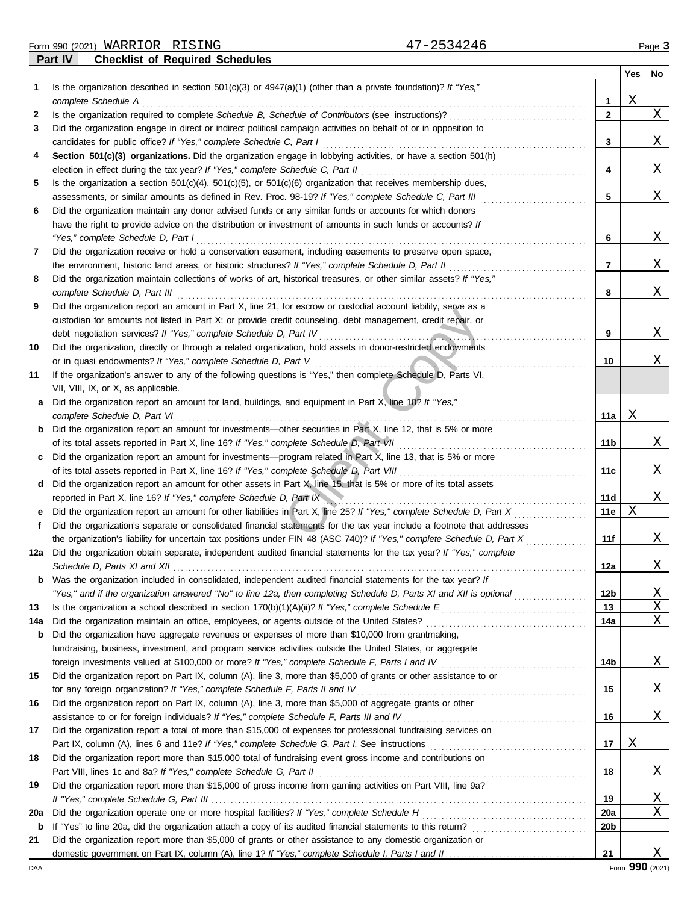Form 990 (2021) WARRIOR RISING 47-2534246

## Part IV Checklist of Required Schedules

| | | | Yes | No |
|---|---|---|---|---|
| 1 | Is the organization described in section 501(c)(3) or 4947(a)(1) (other than a private foundation)? *If "Yes," complete Schedule A* | 1 | X | |
| 2 | Is the organization required to complete *Schedule B, Schedule of Contributors* (see instructions)? | 2 | | X |
| 3 | Did the organization engage in direct or indirect political campaign activities on behalf of or in opposition to candidates for public office? *If "Yes," complete Schedule C, Part I* | 3 | | X |
| 4 | **Section 501(c)(3) organizations.** Did the organization engage in lobbying activities, or have a section 501(h) election in effect during the tax year? *If "Yes," complete Schedule C, Part II* | 4 | | X |
| 5 | Is the organization a section 501(c)(4), 501(c)(5), or 501(c)(6) organization that receives membership dues, assessments, or similar amounts as defined in Rev. Proc. 98-19? *If "Yes," complete Schedule C, Part III* | 5 | | X |
| 6 | Did the organization maintain any donor advised funds or any similar funds or accounts for which donors have the right to provide advice on the distribution or investment of amounts in such funds or accounts? *If "Yes," complete Schedule D, Part I* | 6 | | X |
| 7 | Did the organization receive or hold a conservation easement, including easements to preserve open space, the environment, historic land areas, or historic structures? *If "Yes," complete Schedule D, Part II* | 7 | | X |
| 8 | Did the organization maintain collections of works of art, historical treasures, or other similar assets? *If "Yes," complete Schedule D, Part III* | 8 | | X |
| 9 | Did the organization report an amount in Part X, line 21, for escrow or custodial account liability, serve as a custodian for amounts not listed in Part X; or provide credit counseling, debt management, credit repair, or debt negotiation services? *If "Yes," complete Schedule D, Part IV* | 9 | | X |
| 10 | Did the organization, directly or through a related organization, hold assets in donor-restricted endowments or in quasi endowments? *If "Yes," complete Schedule D, Part V* | 10 | | X |
| 11 | If the organization's answer to any of the following questions is "Yes," then complete Schedule D, Parts VI, VII, VIII, IX, or X, as applicable. | | | |
| a | Did the organization report an amount for land, buildings, and equipment in Part X, line 10? *If "Yes," complete Schedule D, Part VI* | 11a | X | |
| b | Did the organization report an amount for investments—other securities in Part X, line 12, that is 5% or more of its total assets reported in Part X, line 16? *If "Yes," complete Schedule D, Part VII* | 11b | | X |
| c | Did the organization report an amount for investments—program related in Part X, line 13, that is 5% or more of its total assets reported in Part X, line 16? *If "Yes," complete Schedule D, Part VIII* | 11c | | X |
| d | Did the organization report an amount for other assets in Part X, line 15, that is 5% or more of its total assets reported in Part X, line 16? *If "Yes," complete Schedule D, Part IX* | 11d | | X |
| e | Did the organization report an amount for other liabilities in Part X, line 25? *If "Yes," complete Schedule D, Part X* | 11e | X | |
| f | Did the organization's separate or consolidated financial statements for the tax year include a footnote that addresses the organization's liability for uncertain tax positions under FIN 48 (ASC 740)? *If "Yes," complete Schedule D, Part X* | 11f | | X |
| 12a | Did the organization obtain separate, independent audited financial statements for the tax year? *If "Yes," complete Schedule D, Parts XI and XII* | 12a | | X |
| b | Was the organization included in consolidated, independent audited financial statements for the tax year? *If "Yes," and if the organization answered "No" to line 12a, then completing Schedule D, Parts XI and XII is optional* | 12b | | X |
| 13 | Is the organization a school described in section 170(b)(1)(A)(ii)? *If "Yes," complete Schedule E* | 13 | | X |
| 14a | Did the organization maintain an office, employees, or agents outside of the United States? | 14a | | X |
| b | Did the organization have aggregate revenues or expenses of more than $10,000 from grantmaking, fundraising, business, investment, and program service activities outside the United States, or aggregate foreign investments valued at $100,000 or more? *If "Yes," complete Schedule F, Parts I and IV* | 14b | | X |
| 15 | Did the organization report on Part IX, column (A), line 3, more than $5,000 of grants or other assistance to or for any foreign organization? *If "Yes," complete Schedule F, Parts II and IV* | 15 | | X |
| 16 | Did the organization report on Part IX, column (A), line 3, more than $5,000 of aggregate grants or other assistance to or for foreign individuals? *If "Yes," complete Schedule F, Parts III and IV* | 16 | | X |
| 17 | Did the organization report a total of more than $15,000 of expenses for professional fundraising services on Part IX, column (A), lines 6 and 11e? *If "Yes," complete Schedule G, Part I.* See instructions | 17 | X | |
| 18 | Did the organization report more than $15,000 total of fundraising event gross income and contributions on Part VIII, lines 1c and 8a? *If "Yes," complete Schedule G, Part II* | 18 | | X |
| 19 | Did the organization report more than $15,000 of gross income from gaming activities on Part VIII, line 9a? *If "Yes," complete Schedule G, Part III* | 19 | | X |
| 20a | Did the organization operate one or more hospital facilities? *If "Yes," complete Schedule H* | 20a | | X |
| b | If "Yes" to line 20a, did the organization attach a copy of its audited financial statements to this return? | 20b | | |
| 21 | Did the organization report more than $5,000 of grants or other assistance to any domestic organization or domestic government on Part IX, column (A), line 1? *If "Yes," complete Schedule I, Parts I and II* | 21 | | X |

DAA Form **990** (2021)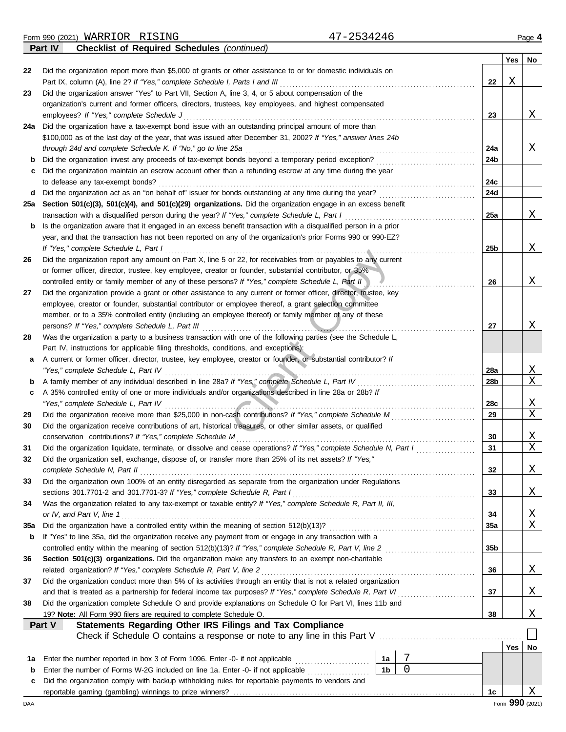Form 990 (2021) WARRIOR RISING 47-2534246 Page 4

**Part IV Checklist of Required Schedules** *(continued)*

| | | | Yes | No |
|---|---|---|---|---|
| 22 | Did the organization report more than $5,000 of grants or other assistance to or for domestic individuals on Part IX, column (A), line 2? *If "Yes," complete Schedule I, Parts I and III* | 22 | X | |
| 23 | Did the organization answer "Yes" to Part VII, Section A, line 3, 4, or 5 about compensation of the organization's current and former officers, directors, trustees, key employees, and highest compensated employees? *If "Yes," complete Schedule J* | 23 | | X |
| 24a | Did the organization have a tax-exempt bond issue with an outstanding principal amount of more than $100,000 as of the last day of the year, that was issued after December 31, 2002? *If "Yes," answer lines 24b through 24d and complete Schedule K. If "No," go to line 25a* | 24a | | X |
| b | Did the organization invest any proceeds of tax-exempt bonds beyond a temporary period exception? | 24b | | |
| c | Did the organization maintain an escrow account other than a refunding escrow at any time during the year to defease any tax-exempt bonds? | 24c | | |
| d | Did the organization act as an "on behalf of" issuer for bonds outstanding at any time during the year? | 24d | | |
| 25a | **Section 501(c)(3), 501(c)(4), and 501(c)(29) organizations.** Did the organization engage in an excess benefit transaction with a disqualified person during the year? *If "Yes," complete Schedule L, Part I* | 25a | | X |
| b | Is the organization aware that it engaged in an excess benefit transaction with a disqualified person in a prior year, and that the transaction has not been reported on any of the organization's prior Forms 990 or 990-EZ? *If "Yes," complete Schedule L, Part I* | 25b | | X |
| 26 | Did the organization report any amount on Part X, line 5 or 22, for receivables from or payables to any current or former officer, director, trustee, key employee, creator or founder, substantial contributor, or 35% controlled entity or family member of any of these persons? *If "Yes," complete Schedule L, Part II* | 26 | | X |
| 27 | Did the organization provide a grant or other assistance to any current or former officer, director, trustee, key employee, creator or founder, substantial contributor or employee thereof, a grant selection committee member, or to a 35% controlled entity (including an employee thereof) or family member of any of these persons? *If "Yes," complete Schedule L, Part III* | 27 | | X |
| 28 | Was the organization a party to a business transaction with one of the following parties (see the Schedule L, Part IV, instructions for applicable filing thresholds, conditions, and exceptions): | | | |
| a | A current or former officer, director, trustee, key employee, creator or founder, or substantial contributor? *If "Yes," complete Schedule L, Part IV* | 28a | | X |
| b | A family member of any individual described in line 28a? *If "Yes," complete Schedule L, Part IV* | 28b | | X |
| c | A 35% controlled entity of one or more individuals and/or organizations described in line 28a or 28b? *If "Yes," complete Schedule L, Part IV* | 28c | | X |
| 29 | Did the organization receive more than $25,000 in non-cash contributions? *If "Yes," complete Schedule M* | 29 | | X |
| 30 | Did the organization receive contributions of art, historical treasures, or other similar assets, or qualified conservation contributions? *If "Yes," complete Schedule M* | 30 | | X |
| 31 | Did the organization liquidate, terminate, or dissolve and cease operations? *If "Yes," complete Schedule N, Part I* | 31 | | X |
| 32 | Did the organization sell, exchange, dispose of, or transfer more than 25% of its net assets? *If "Yes," complete Schedule N, Part II* | 32 | | X |
| 33 | Did the organization own 100% of an entity disregarded as separate from the organization under Regulations sections 301.7701-2 and 301.7701-3? *If "Yes," complete Schedule R, Part I* | 33 | | X |
| 34 | Was the organization related to any tax-exempt or taxable entity? *If "Yes," complete Schedule R, Part II, III, or IV, and Part V, line 1* | 34 | | X |
| 35a | Did the organization have a controlled entity within the meaning of section 512(b)(13)? | 35a | | X |
| b | If "Yes" to line 35a, did the organization receive any payment from or engage in any transaction with a controlled entity within the meaning of section 512(b)(13)? *If "Yes," complete Schedule R, Part V, line 2* | 35b | | |
| 36 | **Section 501(c)(3) organizations.** Did the organization make any transfers to an exempt non-charitable related organization? *If "Yes," complete Schedule R, Part V, line 2* | 36 | | X |
| 37 | Did the organization conduct more than 5% of its activities through an entity that is not a related organization and that is treated as a partnership for federal income tax purposes? *If "Yes," complete Schedule R, Part VI* | 37 | | X |
| 38 | Did the organization complete Schedule O and provide explanations on Schedule O for Part VI, lines 11b and 19? **Note:** All Form 990 filers are required to complete Schedule O. | 38 | | X |

**Part V Statements Regarding Other IRS Filings and Tax Compliance**

Check if Schedule O contains a response or note to any line in this Part V ☐

| | | | | | Yes | No |
|---|---|---|---|---|---|---|
| 1a | Enter the number reported in box 3 of Form 1096. Enter -0- if not applicable | 1a | 7 | | | |
| b | Enter the number of Forms W-2G included on line 1a. Enter -0- if not applicable | 1b | 0 | | | |
| c | Did the organization comply with backup withholding rules for reportable payments to vendors and reportable gaming (gambling) winnings to prize winners? | | | 1c | | X |

Form **990** (2021)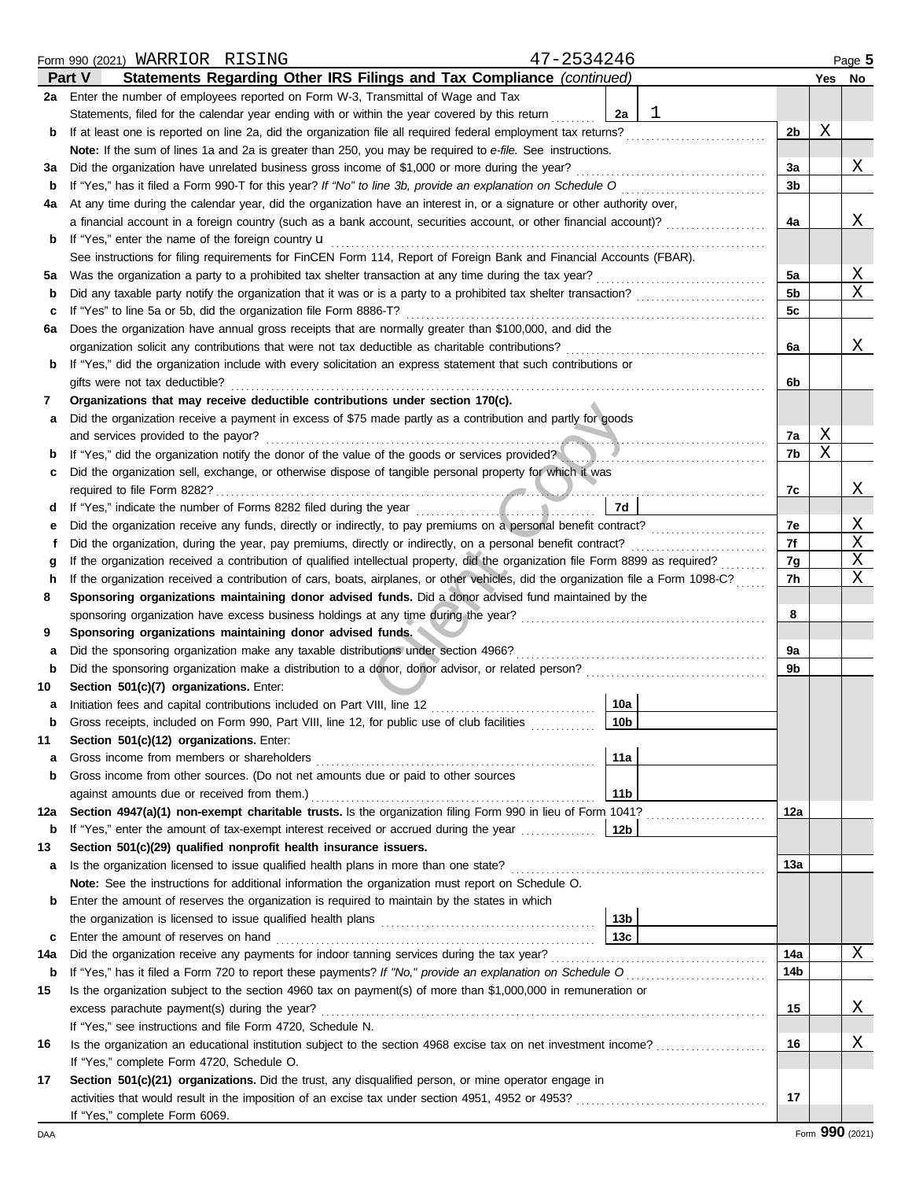Form 990 (2021) WARRIOR RISING 47-2534246

## Part V Statements Regarding Other IRS Filings and Tax Compliance *(continued)*

| | | | | | Yes | No |
|---|---|---|---|---|---|---|
| **2a** | Enter the number of employees reported on Form W-3, Transmittal of Wage and Tax Statements, filed for the calendar year ending with or within the year covered by this return | 2a | 1 | | | |
| **b** | If at least one is reported on line 2a, did the organization file all required federal employment tax returns? | | | 2b | X | |
| | **Note:** If the sum of lines 1a and 2a is greater than 250, you may be required to *e-file.* See instructions. | | | | | |
| **3a** | Did the organization have unrelated business gross income of $1,000 or more during the year? | | | 3a | | X |
| **b** | If "Yes," has it filed a Form 990-T for this year? *If "No" to line 3b, provide an explanation on Schedule O* | | | 3b | | |
| **4a** | At any time during the calendar year, did the organization have an interest in, or a signature or other authority over, a financial account in a foreign country (such as a bank account, securities account, or other financial account)? | | | 4a | | X |
| **b** | If "Yes," enter the name of the foreign country u | | | | | |
| | See instructions for filing requirements for FinCEN Form 114, Report of Foreign Bank and Financial Accounts (FBAR). | | | | | |
| **5a** | Was the organization a party to a prohibited tax shelter transaction at any time during the tax year? | | | 5a | | X |
| **b** | Did any taxable party notify the organization that it was or is a party to a prohibited tax shelter transaction? | | | 5b | | X |
| **c** | If "Yes" to line 5a or 5b, did the organization file Form 8886-T? | | | 5c | | |
| **6a** | Does the organization have annual gross receipts that are normally greater than $100,000, and did the organization solicit any contributions that were not tax deductible as charitable contributions? | | | 6a | | X |
| **b** | If "Yes," did the organization include with every solicitation an express statement that such contributions or gifts were not tax deductible? | | | 6b | | |
| **7** | **Organizations that may receive deductible contributions under section 170(c).** | | | | | |
| **a** | Did the organization receive a payment in excess of $75 made partly as a contribution and partly for goods and services provided to the payor? | | | 7a | X | |
| **b** | If "Yes," did the organization notify the donor of the value of the goods or services provided? | | | 7b | X | |
| **c** | Did the organization sell, exchange, or otherwise dispose of tangible personal property for which it was required to file Form 8282? | | | 7c | | X |
| **d** | If "Yes," indicate the number of Forms 8282 filed during the year | 7d | | | | |
| **e** | Did the organization receive any funds, directly or indirectly, to pay premiums on a personal benefit contract? | | | 7e | | X |
| **f** | Did the organization, during the year, pay premiums, directly or indirectly, on a personal benefit contract? | | | 7f | | X |
| **g** | If the organization received a contribution of qualified intellectual property, did the organization file Form 8899 as required? | | | 7g | | X |
| **h** | If the organization received a contribution of cars, boats, airplanes, or other vehicles, did the organization file a Form 1098-C? | | | 7h | | X |
| **8** | **Sponsoring organizations maintaining donor advised funds.** Did a donor advised fund maintained by the sponsoring organization have excess business holdings at any time during the year? | | | 8 | | |
| **9** | **Sponsoring organizations maintaining donor advised funds.** | | | | | |
| **a** | Did the sponsoring organization make any taxable distributions under section 4966? | | | 9a | | |
| **b** | Did the sponsoring organization make a distribution to a donor, donor advisor, or related person? | | | 9b | | |
| **10** | **Section 501(c)(7) organizations.** Enter: | | | | | |
| **a** | Initiation fees and capital contributions included on Part VIII, line 12 | 10a | | | | |
| **b** | Gross receipts, included on Form 990, Part VIII, line 12, for public use of club facilities | 10b | | | | |
| **11** | **Section 501(c)(12) organizations.** Enter: | | | | | |
| **a** | Gross income from members or shareholders | 11a | | | | |
| **b** | Gross income from other sources. (Do not net amounts due or paid to other sources against amounts due or received from them.) | 11b | | | | |
| **12a** | **Section 4947(a)(1) non-exempt charitable trusts.** Is the organization filing Form 990 in lieu of Form 1041? | | | 12a | | |
| **b** | If "Yes," enter the amount of tax-exempt interest received or accrued during the year | 12b | | | | |
| **13** | **Section 501(c)(29) qualified nonprofit health insurance issuers.** | | | | | |
| **a** | Is the organization licensed to issue qualified health plans in more than one state? | | | 13a | | |
| | **Note:** See the instructions for additional information the organization must report on Schedule O. | | | | | |
| **b** | Enter the amount of reserves the organization is required to maintain by the states in which the organization is licensed to issue qualified health plans | 13b | | | | |
| **c** | Enter the amount of reserves on hand | 13c | | | | |
| **14a** | Did the organization receive any payments for indoor tanning services during the tax year? | | | 14a | | X |
| **b** | If "Yes," has it filed a Form 720 to report these payments? *If "No," provide an explanation on Schedule O* | | | 14b | | |
| **15** | Is the organization subject to the section 4960 tax on payment(s) of more than $1,000,000 in remuneration or excess parachute payment(s) during the year? | | | 15 | | X |
| | If "Yes," see instructions and file Form 4720, Schedule N. | | | | | |
| **16** | Is the organization an educational institution subject to the section 4968 excise tax on net investment income? | | | 16 | | X |
| | If "Yes," complete Form 4720, Schedule O. | | | | | |
| **17** | **Section 501(c)(21) organizations.** Did the trust, any disqualified person, or mine operator engage in activities that would result in the imposition of an excise tax under section 4951, 4952 or 4953? | | | 17 | | |
| | If "Yes," complete Form 6069. | | | | | |

DAA Form **990** (2021)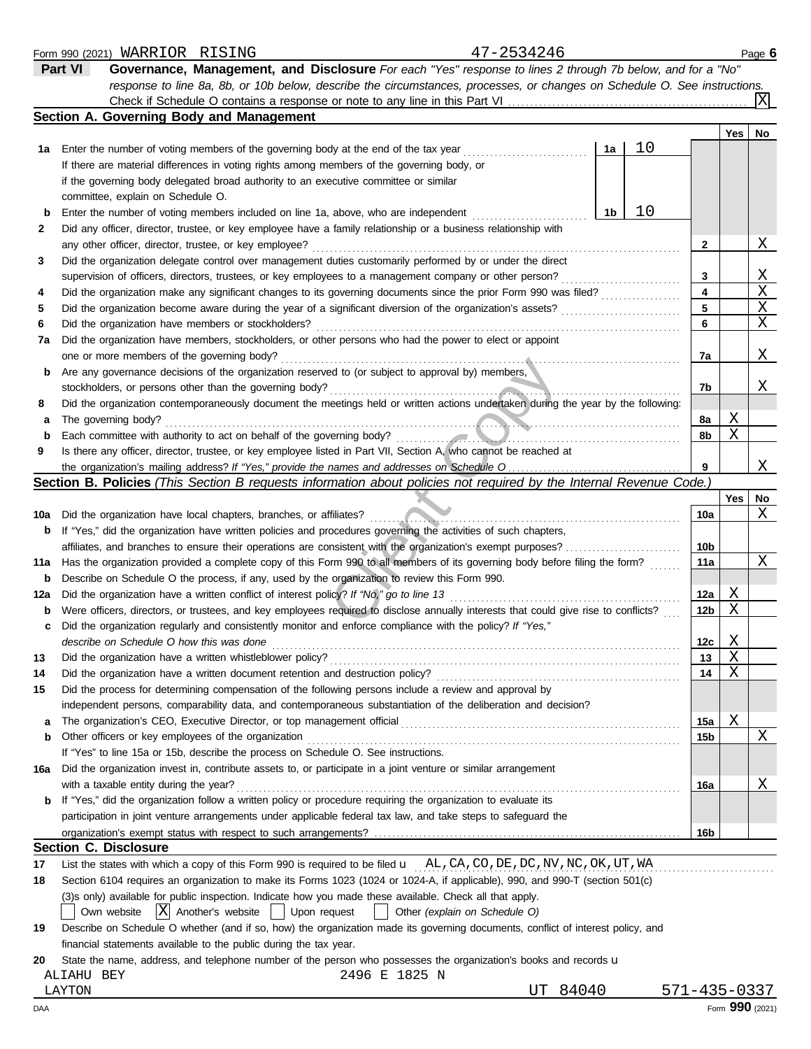Form 990 (2021) WARRIOR RISING 47-2534246 Page **6**

## Part VI Governance, Management, and Disclosure

*For each "Yes" response to lines 2 through 7b below, and for a "No" response to line 8a, 8b, or 10b below, describe the circumstances, processes, or changes on Schedule O. See instructions.*

Check if Schedule O contains a response or note to any line in this Part VI . . . . . [X]

### Section A. Governing Body and Management

| | | | | Yes | No |
|---|---|---|---|---|---|
| **1a** | Enter the number of voting members of the governing body at the end of the tax year . . . . . If there are material differences in voting rights among members of the governing body, or if the governing body delegated broad authority to an executive committee or similar committee, explain on Schedule O. | **1a** 10 | | | |
| **b** | Enter the number of voting members included on line 1a, above, who are independent . . . . . | **1b** 10 | | | |
| **2** | Did any officer, director, trustee, or key employee have a family relationship or a business relationship with any other officer, director, trustee, or key employee? | | **2** | | X |
| **3** | Did the organization delegate control over management duties customarily performed by or under the direct supervision of officers, directors, trustees, or key employees to a management company or other person? | | **3** | | X |
| **4** | Did the organization make any significant changes to its governing documents since the prior Form 990 was filed? | | **4** | | X |
| **5** | Did the organization become aware during the year of a significant diversion of the organization's assets? | | **5** | | X |
| **6** | Did the organization have members or stockholders? | | **6** | | X |
| **7a** | Did the organization have members, stockholders, or other persons who had the power to elect or appoint one or more members of the governing body? | | **7a** | | X |
| **b** | Are any governance decisions of the organization reserved to (or subject to approval by) members, stockholders, or persons other than the governing body? | | **7b** | | X |
| **8** | Did the organization contemporaneously document the meetings held or written actions undertaken during the year by the following: | | | | |
| **a** | The governing body? | | **8a** | X | |
| **b** | Each committee with authority to act on behalf of the governing body? | | **8b** | X | |
| **9** | Is there any officer, director, trustee, or key employee listed in Part VII, Section A, who cannot be reached at the organization's mailing address? *If "Yes," provide the names and addresses on Schedule O* | | **9** | | X |

### Section B. Policies *(This Section B requests information about policies not required by the Internal Revenue Code.)*

| | | | Yes | No |
|---|---|---|---|---|
| **10a** | Did the organization have local chapters, branches, or affiliates? | **10a** | | X |
| **b** | If "Yes," did the organization have written policies and procedures governing the activities of such chapters, affiliates, and branches to ensure their operations are consistent with the organization's exempt purposes? | **10b** | | |
| **11a** | Has the organization provided a complete copy of this Form 990 to all members of its governing body before filing the form? | **11a** | | X |
| **b** | Describe on Schedule O the process, if any, used by the organization to review this Form 990. | | | |
| **12a** | Did the organization have a written conflict of interest policy? *If "No," go to line 13* | **12a** | X | |
| **b** | Were officers, directors, or trustees, and key employees required to disclose annually interests that could give rise to conflicts? | **12b** | X | |
| **c** | Did the organization regularly and consistently monitor and enforce compliance with the policy? *If "Yes," describe on Schedule O how this was done* | **12c** | X | |
| **13** | Did the organization have a written whistleblower policy? | **13** | X | |
| **14** | Did the organization have a written document retention and destruction policy? | **14** | X | |
| **15** | Did the process for determining compensation of the following persons include a review and approval by independent persons, comparability data, and contemporaneous substantiation of the deliberation and decision? | | | |
| **a** | The organization's CEO, Executive Director, or top management official | **15a** | X | |
| **b** | Other officers or key employees of the organization | **15b** | | X |
| | If "Yes" to line 15a or 15b, describe the process on Schedule O. See instructions. | | | |
| **16a** | Did the organization invest in, contribute assets to, or participate in a joint venture or similar arrangement with a taxable entity during the year? | **16a** | | X |
| **b** | If "Yes," did the organization follow a written policy or procedure requiring the organization to evaluate its participation in joint venture arrangements under applicable federal tax law, and take steps to safeguard the organization's exempt status with respect to such arrangements? | **16b** | | |

### Section C. Disclosure

**17** List the states with which a copy of this Form 990 is required to be filed ▸ AL,CA,CO,DE,DC,NV,NC,OK,UT,WA

**18** Section 6104 requires an organization to make its Forms 1023 (1024 or 1024-A, if applicable), 990, and 990-T (section 501(c)(3)s only) available for public inspection. Indicate how you made these available. Check all that apply.

[ ] Own website [X] Another's website [ ] Upon request [ ] Other *(explain on Schedule O)*

**19** Describe on Schedule O whether (and if so, how) the organization made its governing documents, conflict of interest policy, and financial statements available to the public during the tax year.

**20** State the name, address, and telephone number of the person who possesses the organization's books and records ▸

ALIAHU BEY 2496 E 1825 N
LAYTON UT 84040 571-435-0337

DAA Form **990** (2021)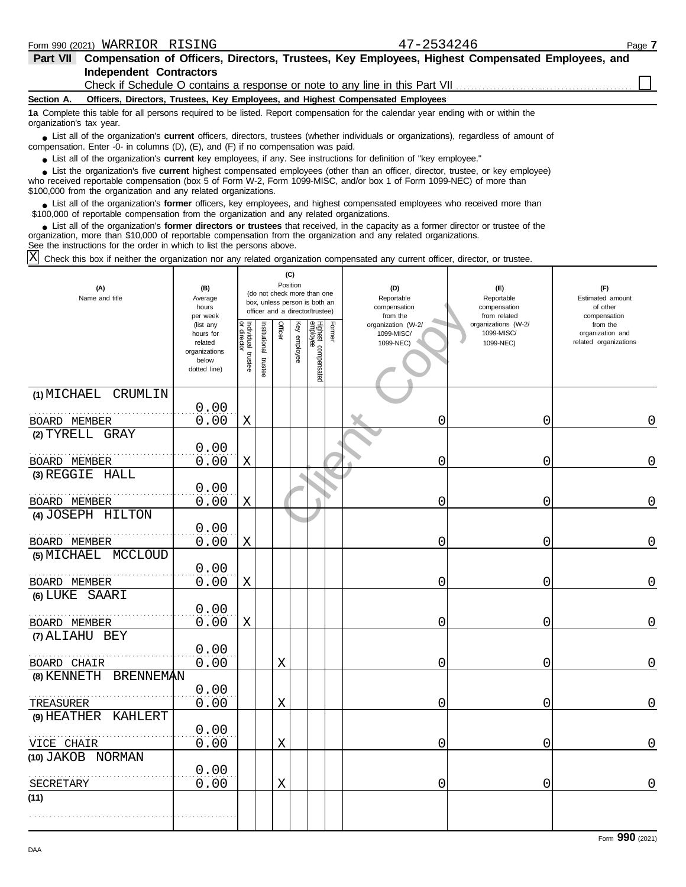Form 990 (2021) WARRIOR RISING 47-2534246

**Part VII Compensation of Officers, Directors, Trustees, Key Employees, Highest Compensated Employees, and Independent Contractors**

Check if Schedule O contains a response or note to any line in this Part VII . . . . . . . . . . . . . . . . . . . . . . . . . . . . . . . ☐

**Section A. Officers, Directors, Trustees, Key Employees, and Highest Compensated Employees**

**1a** Complete this table for all persons required to be listed. Report compensation for the calendar year ending with or within the organization's tax year.

- List all of the organization's **current** officers, directors, trustees (whether individuals or organizations), regardless of amount of compensation. Enter -0- in columns (D), (E), and (F) if no compensation was paid.
- List all of the organization's **current** key employees, if any. See instructions for definition of "key employee."
- List the organization's five **current** highest compensated employees (other than an officer, director, trustee, or key employee) who received reportable compensation (box 5 of Form W-2, Form 1099-MISC, and/or box 1 of Form 1099-NEC) of more than $100,000 from the organization and any related organizations.
- List all of the organization's **former** officers, key employees, and highest compensated employees who received more than $100,000 of reportable compensation from the organization and any related organizations.
- List all of the organization's **former directors or trustees** that received, in the capacity as a former director or trustee of the organization, more than $10,000 of reportable compensation from the organization and any related organizations.

See the instructions for the order in which to list the persons above.

☒ Check this box if neither the organization nor any related organization compensated any current officer, director, or trustee.

| (A) Name and title | (B) Average hours per week (list any hours for related organizations below dotted line) | (C) Position: Individual trustee or director | Institutional trustee | Officer | Key employee | Highest compensated employee | Former | (D) Reportable compensation from the organization (W-2/1099-MISC/1099-NEC) | (E) Reportable compensation from related organizations (W-2/1099-MISC/1099-NEC) | (F) Estimated amount of other compensation from the organization and related organizations |
|---|---|---|---|---|---|---|---|---|---|---|
| (1) MICHAEL CRUMLIN<br>BOARD MEMBER | 0.00<br>0.00 | X | | | | | | 0 | 0 | 0 |
| (2) TYRELL GRAY<br>BOARD MEMBER | 0.00<br>0.00 | X | | | | | | 0 | 0 | 0 |
| (3) REGGIE HALL<br>BOARD MEMBER | 0.00<br>0.00 | X | | | | | | 0 | 0 | 0 |
| (4) JOSEPH HILTON<br>BOARD MEMBER | 0.00<br>0.00 | X | | | | | | 0 | 0 | 0 |
| (5) MICHAEL MCCLOUD<br>BOARD MEMBER | 0.00<br>0.00 | X | | | | | | 0 | 0 | 0 |
| (6) LUKE SAARI<br>BOARD MEMBER | 0.00<br>0.00 | X | | | | | | 0 | 0 | 0 |
| (7) ALIAHU BEY<br>BOARD CHAIR | 0.00<br>0.00 | | | X | | | | 0 | 0 | 0 |
| (8) KENNETH BRENNEMAN<br>TREASURER | 0.00<br>0.00 | | | X | | | | 0 | 0 | 0 |
| (9) HEATHER KAHLERT<br>VICE CHAIR | 0.00<br>0.00 | | | X | | | | 0 | 0 | 0 |
| (10) JAKOB NORMAN<br>SECRETARY | 0.00<br>0.00 | | | X | | | | 0 | 0 | 0 |
| (11) | | | | | | | | | | |

Form **990** (2021)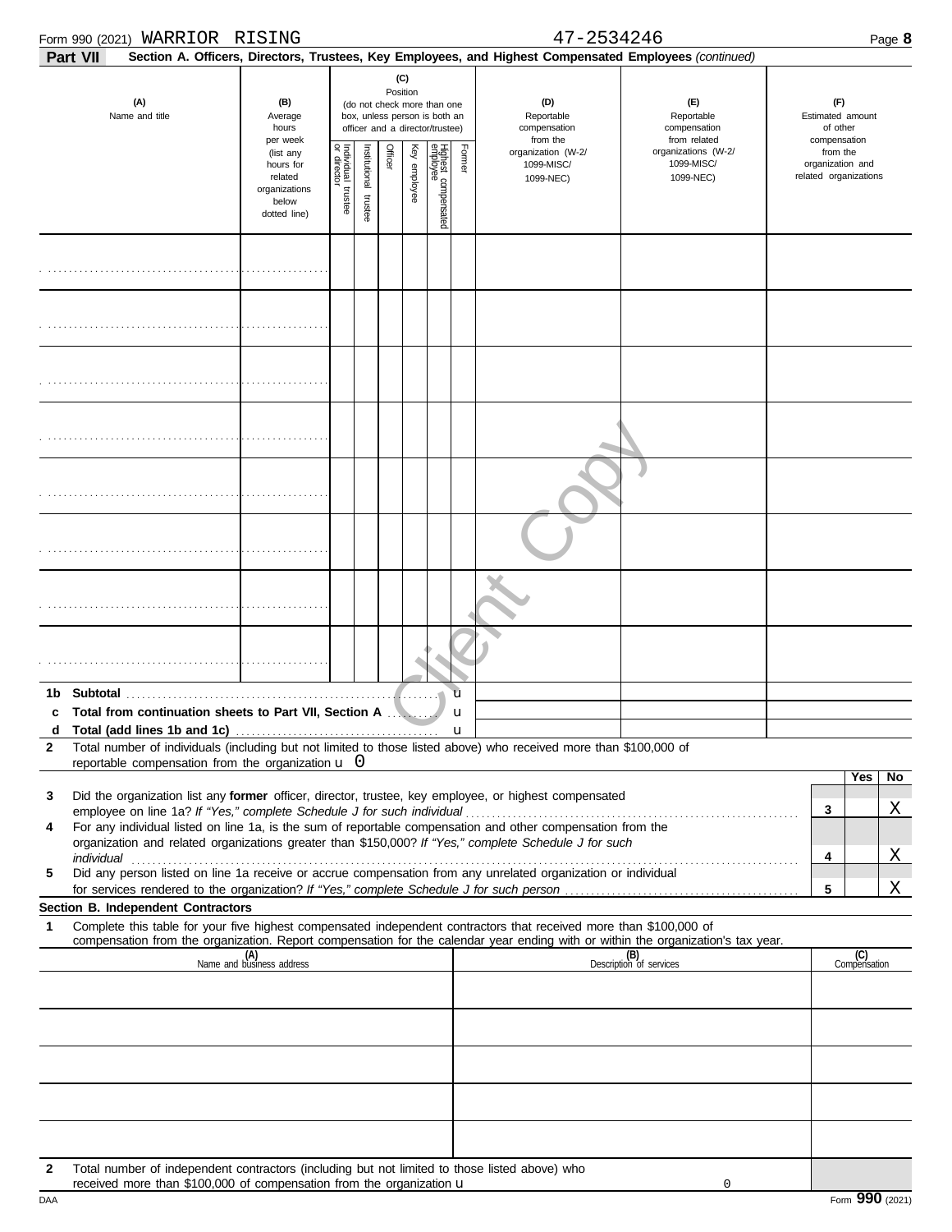Form 990 (2021) WARRIOR RISING 47-2534246

**Part VII Section A. Officers, Directors, Trustees, Key Employees, and Highest Compensated Employees** *(continued)*

| (A) Name and title | (B) Average hours per week (list any hours for related organizations below dotted line) | (C) Position (do not check more than one box, unless person is both an officer and a director/trustee) | | | | | | (D) Reportable compensation from the organization (W-2/ 1099-MISC/ 1099-NEC) | (E) Reportable compensation from related organizations (W-2/ 1099-MISC/ 1099-NEC) | (F) Estimated amount of other compensation from the organization and related organizations |
|---|---|---|---|---|---|---|---|---|---|---|
| | | Individual trustee or director | Institutional trustee | Officer | Key employee | Highest compensated employee | Former | | | |
| | | | | | | | | | | |
| | | | | | | | | | | |
| | | | | | | | | | | |
| | | | | | | | | | | |
| | | | | | | | | | | |
| | | | | | | | | | | |
| | | | | | | | | | | |
| | | | | | | | | | | |

**1b Subtotal** u

**c Total from continuation sheets to Part VII, Section A** u

**d Total (add lines 1b and 1c)** u

**2** Total number of individuals (including but not limited to those listed above) who received more than $100,000 of reportable compensation from the organization u 0

| | | Yes | No |
|---|---|---|---|
| **3** Did the organization list any **former** officer, director, trustee, key employee, or highest compensated employee on line 1a? *If "Yes," complete Schedule J for such individual* | 3 | | X |
| **4** For any individual listed on line 1a, is the sum of reportable compensation and other compensation from the organization and related organizations greater than $150,000? *If "Yes," complete Schedule J for such individual* | 4 | | X |
| **5** Did any person listed on line 1a receive or accrue compensation from any unrelated organization or individual for services rendered to the organization? *If "Yes," complete Schedule J for such person* | 5 | | X |

**Section B. Independent Contractors**

**1** Complete this table for your five highest compensated independent contractors that received more than $100,000 of compensation from the organization. Report compensation for the calendar year ending with or within the organization's tax year.

| (A) Name and business address | (B) Description of services | (C) Compensation |
|---|---|---|
| | | |
| | | |
| | | |
| | | |
| | | |

**2** Total number of independent contractors (including but not limited to those listed above) who received more than $100,000 of compensation from the organization u 0

DAA Form **990** (2021)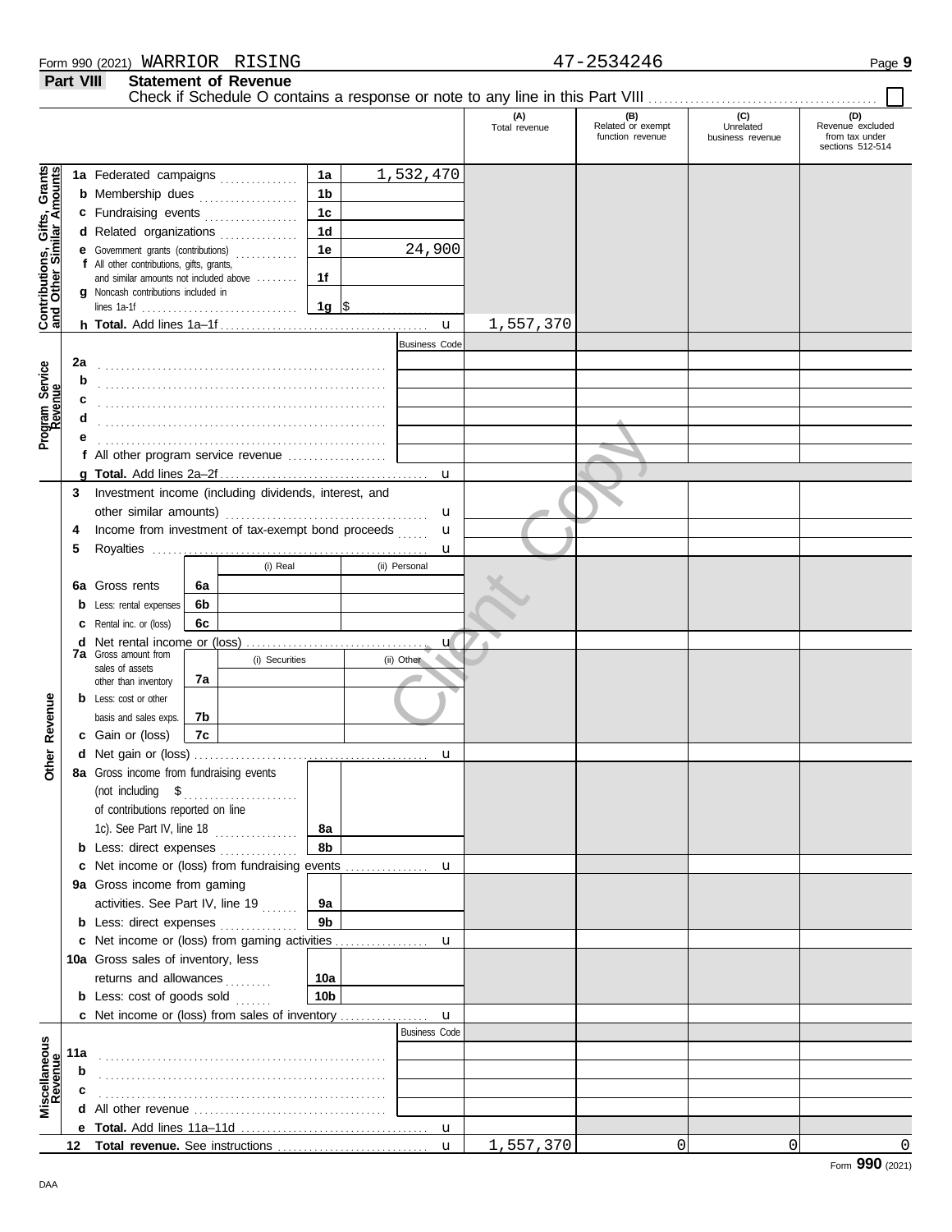Form 990 (2021) WARRIOR RISING 47-2534246

## Part VIII Statement of Revenue

Check if Schedule O contains a response or note to any line in this Part VIII ☐

| | | | (A) Total revenue | (B) Related or exempt function revenue | (C) Unrelated business revenue | (D) Revenue excluded from tax under sections 512-514 |
|---|---|---|---|---|---|---|
| **Contributions, Gifts, Grants and Other Similar Amounts** | | | | | | |
| 1a | Federated campaigns | 1a 1,532,470 | | | | |
| b | Membership dues | 1b | | | | |
| c | Fundraising events | 1c | | | | |
| d | Related organizations | 1d | | | | |
| e | Government grants (contributions) | 1e 24,900 | | | | |
| f | All other contributions, gifts, grants, and similar amounts not included above | 1f | | | | |
| g | Noncash contributions included in lines 1a-1f | 1g $ | | | | |
| h | **Total.** Add lines 1a–1f | | 1,557,370 | | | |
| **Program Service Revenue** | | Business Code | | | | |
| 2a | | | | | | |
| b | | | | | | |
| c | | | | | | |
| d | | | | | | |
| e | | | | | | |
| f | All other program service revenue | | | | | |
| g | **Total.** Add lines 2a–2f | | | | | |
| **Other Revenue** | | | | | | |
| 3 | Investment income (including dividends, interest, and other similar amounts) | | | | | |
| 4 | Income from investment of tax-exempt bond proceeds | | | | | |
| 5 | Royalties | | | | | |
| | | (i) Real / (ii) Personal | | | | |
| 6a | Gross rents | 6a | | | | |
| b | Less: rental expenses | 6b | | | | |
| c | Rental inc. or (loss) | 6c | | | | |
| d | Net rental income or (loss) | | | | | |
| | | (i) Securities / (ii) Other | | | | |
| 7a | Gross amount from sales of assets other than inventory | 7a | | | | |
| b | Less: cost or other basis and sales exps. | 7b | | | | |
| c | Gain or (loss) | 7c | | | | |
| d | Net gain or (loss) | | | | | |
| 8a | Gross income from fundraising events (not including $ of contributions reported on line 1c). See Part IV, line 18 | 8a | | | | |
| b | Less: direct expenses | 8b | | | | |
| c | Net income or (loss) from fundraising events | | | | | |
| 9a | Gross income from gaming activities. See Part IV, line 19 | 9a | | | | |
| b | Less: direct expenses | 9b | | | | |
| c | Net income or (loss) from gaming activities | | | | | |
| 10a | Gross sales of inventory, less returns and allowances | 10a | | | | |
| b | Less: cost of goods sold | 10b | | | | |
| c | Net income or (loss) from sales of inventory | | | | | |
| **Miscellaneous Revenue** | | Business Code | | | | |
| 11a | | | | | | |
| b | | | | | | |
| c | | | | | | |
| d | All other revenue | | | | | |
| e | **Total.** Add lines 11a–11d | | | | | |
| 12 | **Total revenue.** See instructions | | 1,557,370 | 0 | 0 | 0 |

Form **990** (2021)

DAA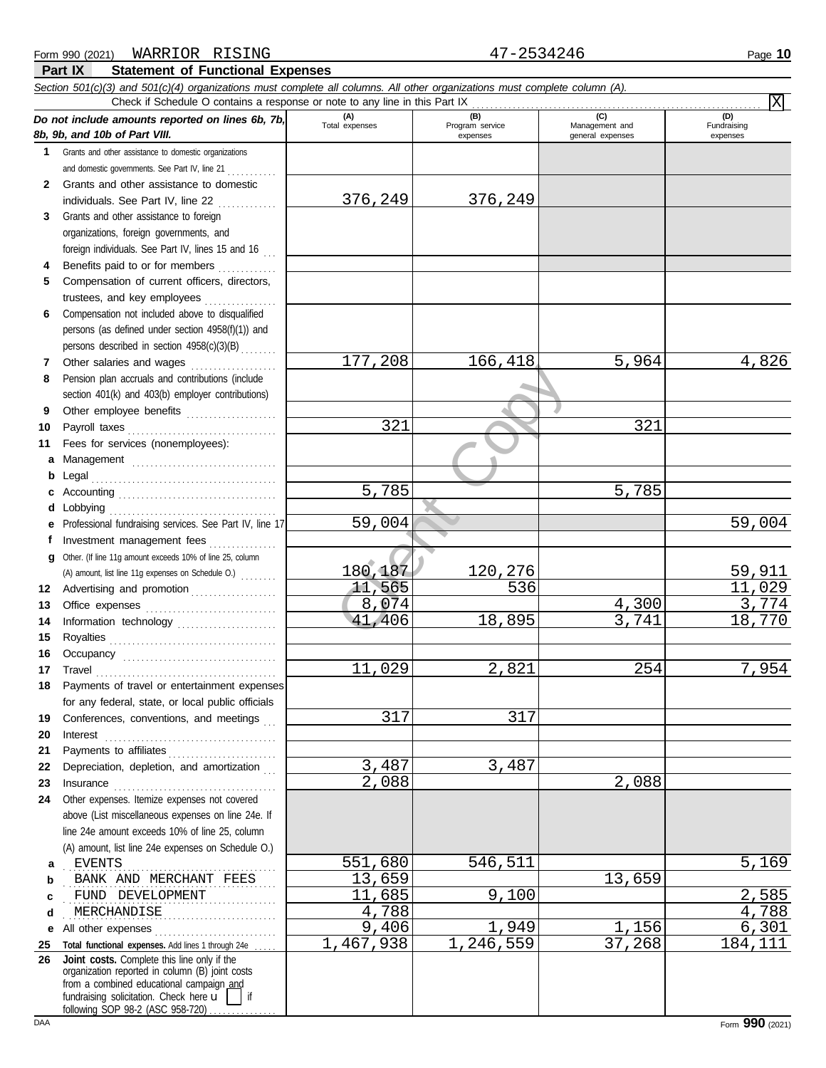Form 990 (2021) WARRIOR RISING 47-2534246 Page 10

## Part IX Statement of Functional Expenses

*Section 501(c)(3) and 501(c)(4) organizations must complete all columns. All other organizations must complete column (A).*

Check if Schedule O contains a response or note to any line in this Part IX . . . . . . [X]

| *Do not include amounts reported on lines 6b, 7b, 8b, 9b, and 10b of Part VIII.* | (A) Total expenses | (B) Program service expenses | (C) Management and general expenses | (D) Fundraising expenses |
|---|---|---|---|---|
| **1** Grants and other assistance to domestic organizations and domestic governments. See Part IV, line 21 | | | | |
| **2** Grants and other assistance to domestic individuals. See Part IV, line 22 | 376,249 | 376,249 | | |
| **3** Grants and other assistance to foreign organizations, foreign governments, and foreign individuals. See Part IV, lines 15 and 16 | | | | |
| **4** Benefits paid to or for members | | | | |
| **5** Compensation of current officers, directors, trustees, and key employees | | | | |
| **6** Compensation not included above to disqualified persons (as defined under section 4958(f)(1)) and persons described in section 4958(c)(3)(B) | | | | |
| **7** Other salaries and wages | 177,208 | 166,418 | 5,964 | 4,826 |
| **8** Pension plan accruals and contributions (include section 401(k) and 403(b) employer contributions) | | | | |
| **9** Other employee benefits | | | | |
| **10** Payroll taxes | 321 | | 321 | |
| **11** Fees for services (nonemployees): | | | | |
| **a** Management | | | | |
| **b** Legal | | | | |
| **c** Accounting | 5,785 | | 5,785 | |
| **d** Lobbying | | | | |
| **e** Professional fundraising services. See Part IV, line 17 | 59,004 | | | 59,004 |
| **f** Investment management fees | | | | |
| **g** Other. (If line 11g amount exceeds 10% of line 25, column (A) amount, list line 11g expenses on Schedule O.) | 180,187 | 120,276 | | 59,911 |
| **12** Advertising and promotion | 11,565 | 536 | | 11,029 |
| **13** Office expenses | 8,074 | | 4,300 | 3,774 |
| **14** Information technology | 41,406 | 18,895 | 3,741 | 18,770 |
| **15** Royalties | | | | |
| **16** Occupancy | | | | |
| **17** Travel | 11,029 | 2,821 | 254 | 7,954 |
| **18** Payments of travel or entertainment expenses for any federal, state, or local public officials | | | | |
| **19** Conferences, conventions, and meetings | 317 | 317 | | |
| **20** Interest | | | | |
| **21** Payments to affiliates | | | | |
| **22** Depreciation, depletion, and amortization | 3,487 | 3,487 | | |
| **23** Insurance | 2,088 | | 2,088 | |
| **24** Other expenses. Itemize expenses not covered above (List miscellaneous expenses on line 24e. If line 24e amount exceeds 10% of line 25, column (A) amount, list line 24e expenses on Schedule O.) | | | | |
| **a** EVENTS | 551,680 | 546,511 | | 5,169 |
| **b** BANK AND MERCHANT FEES | 13,659 | | 13,659 | |
| **c** FUND DEVELOPMENT | 11,685 | 9,100 | | 2,585 |
| **d** MERCHANDISE | 4,788 | | | 4,788 |
| **e** All other expenses | 9,406 | 1,949 | 1,156 | 6,301 |
| **25 Total functional expenses.** Add lines 1 through 24e | 1,467,938 | 1,246,559 | 37,268 | 184,111 |
| **26 Joint costs.** Complete this line only if the organization reported in column (B) joint costs from a combined educational campaign and fundraising solicitation. Check here [ ] if following SOP 98-2 (ASC 958-720) | | | | |

DAA Form **990** (2021)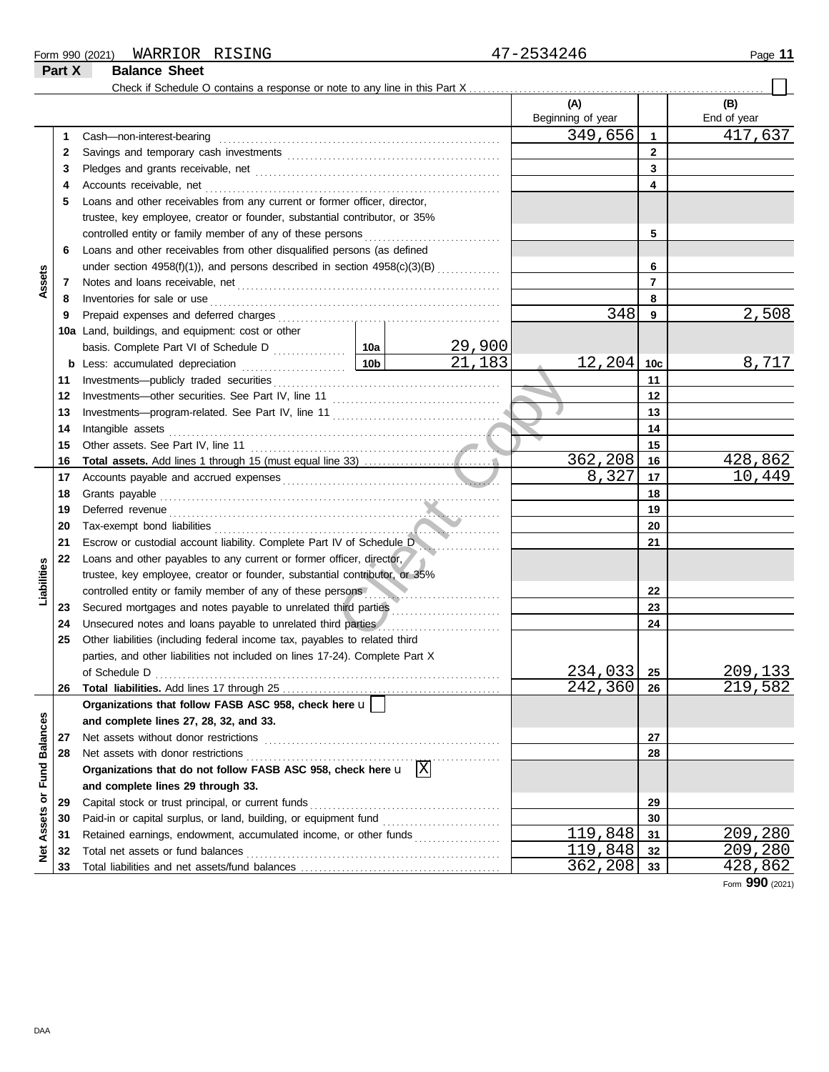Form 990 (2021) WARRIOR RISING 47-2534246 Page **11**

## Part X Balance Sheet

Check if Schedule O contains a response or note to any line in this Part X . . . . . . . . . . . . . . . . . . . ☐

| Section | Line | Description | | | (A) Beginning of year | | (B) End of year |
|---|---|---|---|---|---|---|---|
| Assets | 1 | Cash—non-interest-bearing | | | 349,656 | 1 | 417,637 |
| | 2 | Savings and temporary cash investments | | | | 2 | |
| | 3 | Pledges and grants receivable, net | | | | 3 | |
| | 4 | Accounts receivable, net | | | | 4 | |
| | 5 | Loans and other receivables from any current or former officer, director, trustee, key employee, creator or founder, substantial contributor, or 35% controlled entity or family member of any of these persons | | | | 5 | |
| | 6 | Loans and other receivables from other disqualified persons (as defined under section 4958(f)(1)), and persons described in section 4958(c)(3)(B) | | | | 6 | |
| | 7 | Notes and loans receivable, net | | | | 7 | |
| | 8 | Inventories for sale or use | | | | 8 | |
| | 9 | Prepaid expenses and deferred charges | | | 348 | 9 | 2,508 |
| | 10a | Land, buildings, and equipment: cost or other basis. Complete Part VI of Schedule D | 10a | 29,900 | | | |
| | b | Less: accumulated depreciation | 10b | 21,183 | 12,204 | 10c | 8,717 |
| | 11 | Investments—publicly traded securities | | | | 11 | |
| | 12 | Investments—other securities. See Part IV, line 11 | | | | 12 | |
| | 13 | Investments—program-related. See Part IV, line 11 | | | | 13 | |
| | 14 | Intangible assets | | | | 14 | |
| | 15 | Other assets. See Part IV, line 11 | | | | 15 | |
| | 16 | **Total assets.** Add lines 1 through 15 (must equal line 33) | | | 362,208 | 16 | 428,862 |
| Liabilities | 17 | Accounts payable and accrued expenses | | | 8,327 | 17 | 10,449 |
| | 18 | Grants payable | | | | 18 | |
| | 19 | Deferred revenue | | | | 19 | |
| | 20 | Tax-exempt bond liabilities | | | | 20 | |
| | 21 | Escrow or custodial account liability. Complete Part IV of Schedule D | | | | 21 | |
| | 22 | Loans and other payables to any current or former officer, director, trustee, key employee, creator or founder, substantial contributor, or 35% controlled entity or family member of any of these persons | | | | 22 | |
| | 23 | Secured mortgages and notes payable to unrelated third parties | | | | 23 | |
| | 24 | Unsecured notes and loans payable to unrelated third parties | | | | 24 | |
| | 25 | Other liabilities (including federal income tax, payables to related third parties, and other liabilities not included on lines 17-24). Complete Part X of Schedule D | | | 234,033 | 25 | 209,133 |
| | 26 | **Total liabilities.** Add lines 17 through 25 | | | 242,360 | 26 | 219,582 |
| Net Assets or Fund Balances | | **Organizations that follow FASB ASC 958, check here** ☐ **and complete lines 27, 28, 32, and 33.** | | | | | |
| | 27 | Net assets without donor restrictions | | | | 27 | |
| | 28 | Net assets with donor restrictions | | | | 28 | |
| | | **Organizations that do not follow FASB ASC 958, check here** ☒ **and complete lines 29 through 33.** | | | | | |
| | 29 | Capital stock or trust principal, or current funds | | | | 29 | |
| | 30 | Paid-in or capital surplus, or land, building, or equipment fund | | | | 30 | |
| | 31 | Retained earnings, endowment, accumulated income, or other funds | | | 119,848 | 31 | 209,280 |
| | 32 | Total net assets or fund balances | | | 119,848 | 32 | 209,280 |
| | 33 | Total liabilities and net assets/fund balances | | | 362,208 | 33 | 428,862 |

Form **990** (2021)

DAA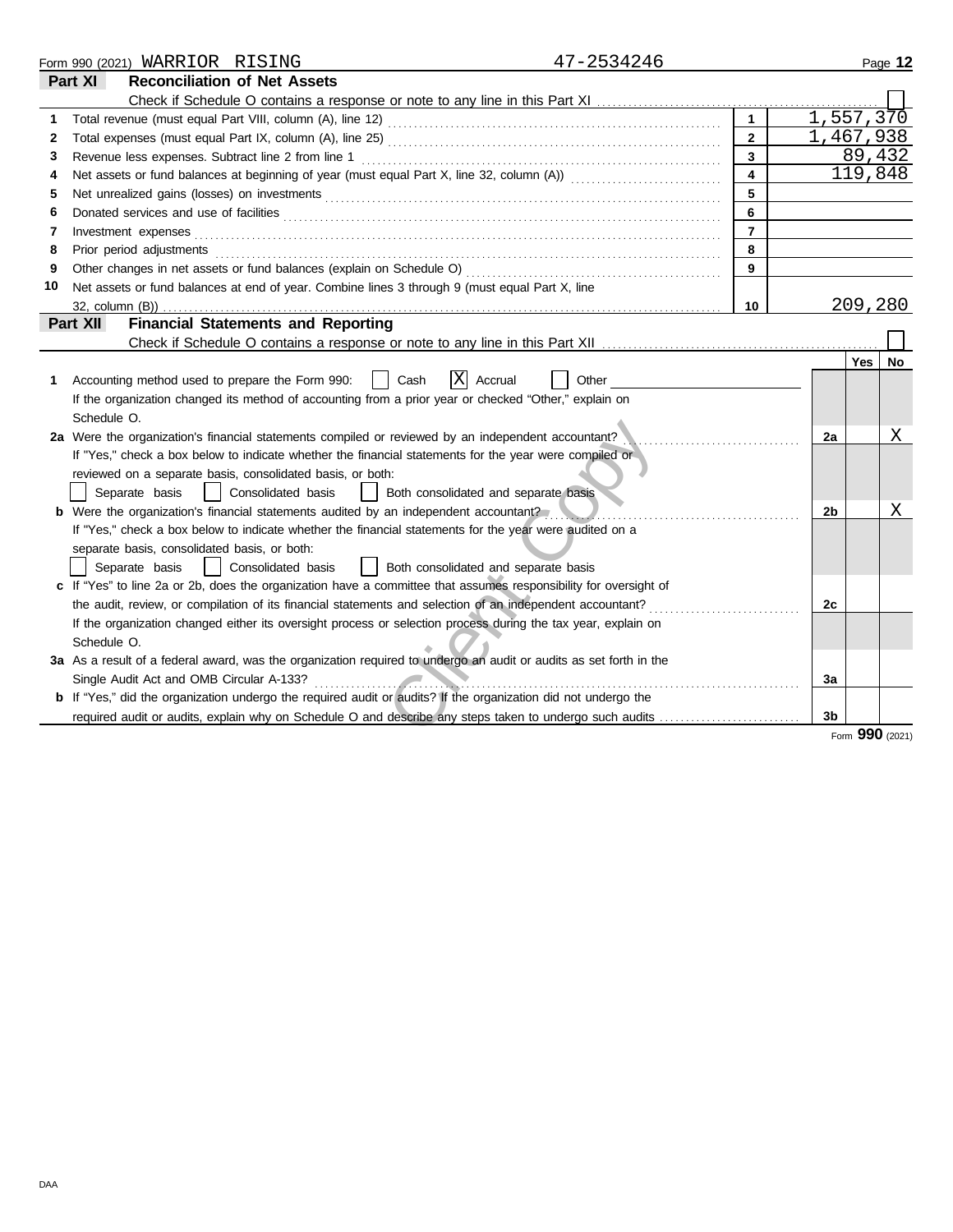Form 990 (2021) WARRIOR RISING 47-2534246

## Part XI Reconciliation of Net Assets

Check if Schedule O contains a response or note to any line in this Part XI ☐

| | | | |
|---|---|---|---|
| 1 | Total revenue (must equal Part VIII, column (A), line 12) | 1 | 1,557,370 |
| 2 | Total expenses (must equal Part IX, column (A), line 25) | 2 | 1,467,938 |
| 3 | Revenue less expenses. Subtract line 2 from line 1 | 3 | 89,432 |
| 4 | Net assets or fund balances at beginning of year (must equal Part X, line 32, column (A)) | 4 | 119,848 |
| 5 | Net unrealized gains (losses) on investments | 5 | |
| 6 | Donated services and use of facilities | 6 | |
| 7 | Investment expenses | 7 | |
| 8 | Prior period adjustments | 8 | |
| 9 | Other changes in net assets or fund balances (explain on Schedule O) | 9 | |
| 10 | Net assets or fund balances at end of year. Combine lines 3 through 9 (must equal Part X, line 32, column (B)) | 10 | 209,280 |

## Part XII Financial Statements and Reporting

Check if Schedule O contains a response or note to any line in this Part XII ☐

| | | | Yes | No |
|---|---|---|---|---|
| 1 | Accounting method used to prepare the Form 990: ☐ Cash ☒ Accrual ☐ Other<br>If the organization changed its method of accounting from a prior year or checked "Other," explain on Schedule O. | | | |
| 2a | Were the organization's financial statements compiled or reviewed by an independent accountant?<br>If "Yes," check a box below to indicate whether the financial statements for the year were compiled or reviewed on a separate basis, consolidated basis, or both:<br>☐ Separate basis ☐ Consolidated basis ☐ Both consolidated and separate basis | 2a | | X |
| b | Were the organization's financial statements audited by an independent accountant?<br>If "Yes," check a box below to indicate whether the financial statements for the year were audited on a separate basis, consolidated basis, or both:<br>☐ Separate basis ☐ Consolidated basis ☐ Both consolidated and separate basis | 2b | | X |
| c | If "Yes" to line 2a or 2b, does the organization have a committee that assumes responsibility for oversight of the audit, review, or compilation of its financial statements and selection of an independent accountant?<br>If the organization changed either its oversight process or selection process during the tax year, explain on Schedule O. | 2c | | |
| 3a | As a result of a federal award, was the organization required to undergo an audit or audits as set forth in the Single Audit Act and OMB Circular A-133? | 3a | | |
| b | If "Yes," did the organization undergo the required audit or audits? If the organization did not undergo the required audit or audits, explain why on Schedule O and describe any steps taken to undergo such audits | 3b | | |

Form **990** (2021)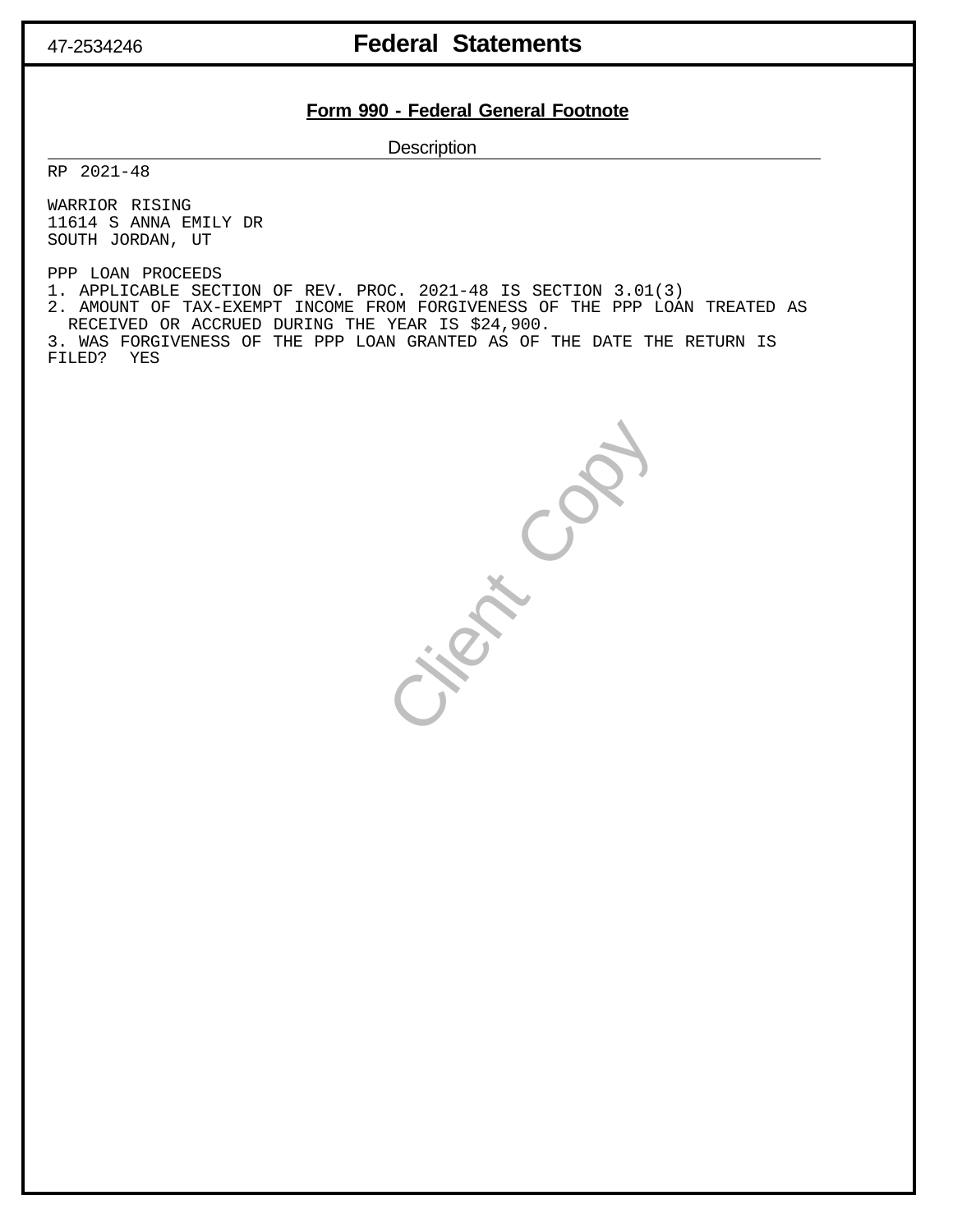47-2534246

# Federal Statements

## Form 990 - Federal General Footnote

Description

RP 2021-48

WARRIOR RISING
11614 S ANNA EMILY DR
SOUTH JORDAN, UT

PPP LOAN PROCEEDS
1. APPLICABLE SECTION OF REV. PROC. 2021-48 IS SECTION 3.01(3)
2. AMOUNT OF TAX-EXEMPT INCOME FROM FORGIVENESS OF THE PPP LOAN TREATED AS RECEIVED OR ACCRUED DURING THE YEAR IS $24,900.
3. WAS FORGIVENESS OF THE PPP LOAN GRANTED AS OF THE DATE THE RETURN IS FILED? YES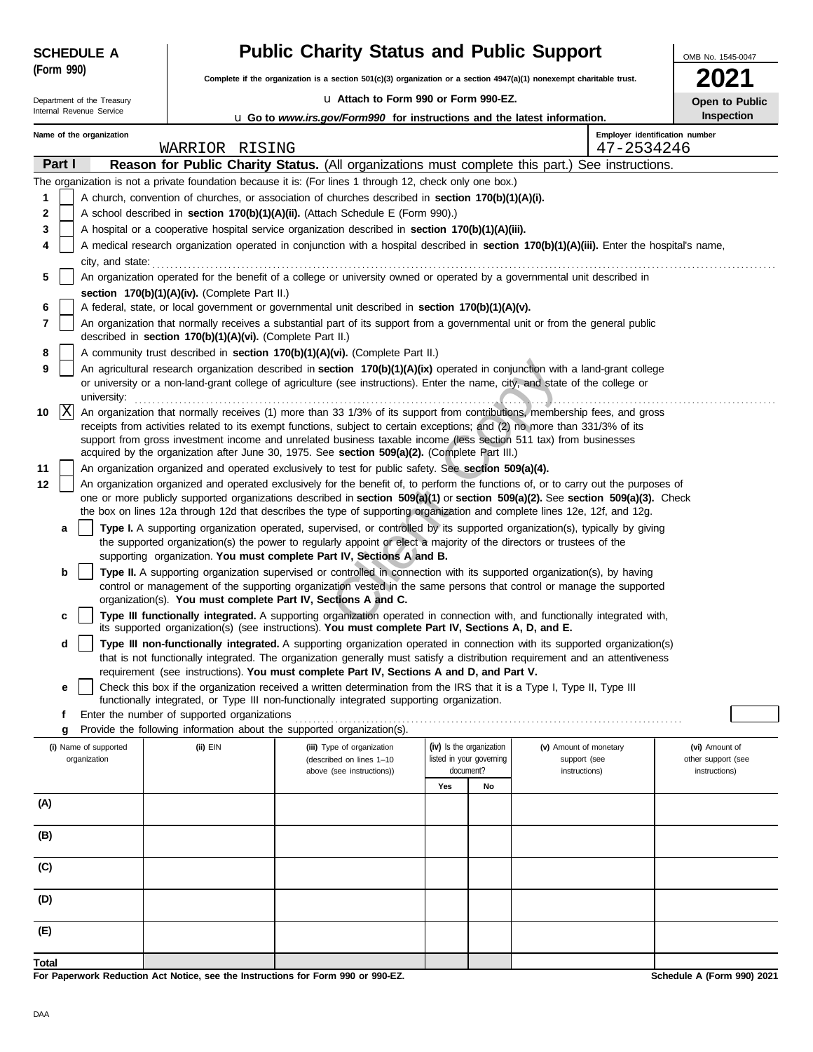**SCHEDULE A (Form 990)**

Department of the Treasury
Internal Revenue Service

# Public Charity Status and Public Support

**Complete if the organization is a section 501(c)(3) organization or a section 4947(a)(1) nonexempt charitable trust.**

u **Attach to Form 990 or Form 990-EZ.**

u **Go to *www.irs.gov/Form990* for instructions and the latest information.**

OMB No. 1545-0047

**2021**

**Open to Public Inspection**

**Name of the organization:** WARRIOR RISING

**Employer identification number:** 47-2534246

## Part I — Reason for Public Charity Status. (All organizations must complete this part.) See instructions.

The organization is not a private foundation because it is: (For lines 1 through 12, check only one box.)

1. [ ] A church, convention of churches, or association of churches described in **section 170(b)(1)(A)(i).**
2. [ ] A school described in **section 170(b)(1)(A)(ii).** (Attach Schedule E (Form 990).)
3. [ ] A hospital or a cooperative hospital service organization described in **section 170(b)(1)(A)(iii).**
4. [ ] A medical research organization operated in conjunction with a hospital described in **section 170(b)(1)(A)(iii).** Enter the hospital's name, city, and state:
5. [ ] An organization operated for the benefit of a college or university owned or operated by a governmental unit described in **section 170(b)(1)(A)(iv).** (Complete Part II.)
6. [ ] A federal, state, or local government or governmental unit described in **section 170(b)(1)(A)(v).**
7. [ ] An organization that normally receives a substantial part of its support from a governmental unit or from the general public described in **section 170(b)(1)(A)(vi).** (Complete Part II.)
8. [ ] A community trust described in **section 170(b)(1)(A)(vi).** (Complete Part II.)
9. [ ] An agricultural research organization described in **section 170(b)(1)(A)(ix)** operated in conjunction with a land-grant college or university or a non-land-grant college of agriculture (see instructions). Enter the name, city, and state of the college or university:
10. [X] An organization that normally receives (1) more than 33 1/3% of its support from contributions, membership fees, and gross receipts from activities related to its exempt functions, subject to certain exceptions; and (2) no more than 331/3% of its support from gross investment income and unrelated business taxable income (less section 511 tax) from businesses acquired by the organization after June 30, 1975. See **section 509(a)(2).** (Complete Part III.)
11. [ ] An organization organized and operated exclusively to test for public safety. See **section 509(a)(4).**
12. [ ] An organization organized and operated exclusively for the benefit of, to perform the functions of, or to carry out the purposes of one or more publicly supported organizations described in **section 509(a)(1)** or **section 509(a)(2).** See **section 509(a)(3).** Check the box on lines 12a through 12d that describes the type of supporting organization and complete lines 12e, 12f, and 12g.
   - **a** [ ] **Type I.** A supporting organization operated, supervised, or controlled by its supported organization(s), typically by giving the supported organization(s) the power to regularly appoint or elect a majority of the directors or trustees of the supporting organization. **You must complete Part IV, Sections A and B.**
   - **b** [ ] **Type II.** A supporting organization supervised or controlled in connection with its supported organization(s), by having control or management of the supporting organization vested in the same persons that control or manage the supported organization(s). **You must complete Part IV, Sections A and C.**
   - **c** [ ] **Type III functionally integrated.** A supporting organization operated in connection with, and functionally integrated with, its supported organization(s) (see instructions). **You must complete Part IV, Sections A, D, and E.**
   - **d** [ ] **Type III non-functionally integrated.** A supporting organization operated in connection with its supported organization(s) that is not functionally integrated. The organization generally must satisfy a distribution requirement and an attentiveness requirement (see instructions). **You must complete Part IV, Sections A and D, and Part V.**
   - **e** [ ] Check this box if the organization received a written determination from the IRS that it is a Type I, Type II, Type III functionally integrated, or Type III non-functionally integrated supporting organization.
   - **f** Enter the number of supported organizations
   - **g** Provide the following information about the supported organization(s).

| (i) Name of supported organization | (ii) EIN | (iii) Type of organization (described on lines 1–10 above (see instructions)) | (iv) Is the organization listed in your governing document? Yes | No | (v) Amount of monetary support (see instructions) | (vi) Amount of other support (see instructions) |
|---|---|---|---|---|---|---|
| (A) | | | | | | |
| (B) | | | | | | |
| (C) | | | | | | |
| (D) | | | | | | |
| (E) | | | | | | |
| **Total** | | | | | | |

**For Paperwork Reduction Act Notice, see the Instructions for Form 990 or 990-EZ.** **Schedule A (Form 990) 2021**

DAA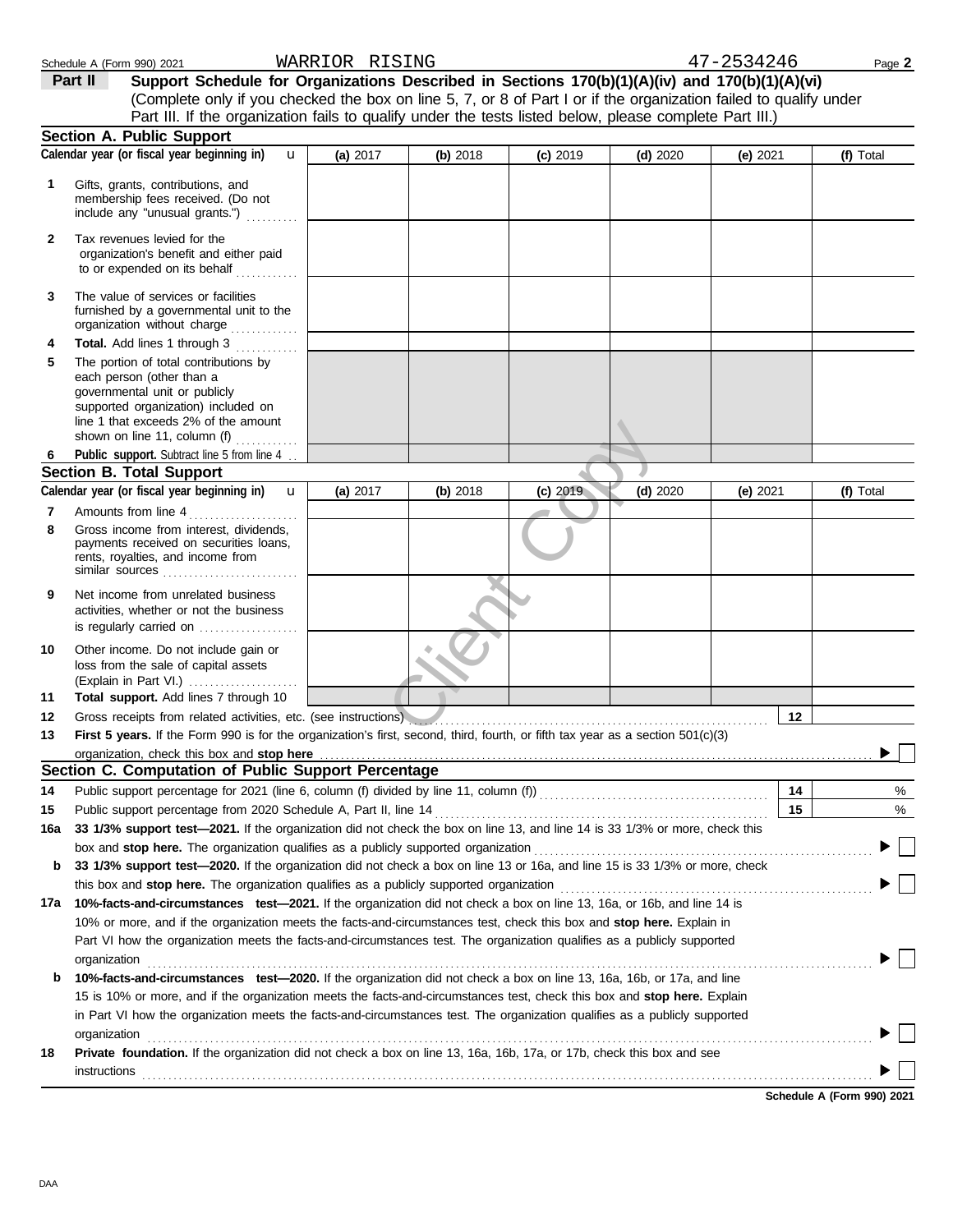Schedule A (Form 990) 2021 WARRIOR RISING 47-2534246

**Part II** **Support Schedule for Organizations Described in Sections 170(b)(1)(A)(iv) and 170(b)(1)(A)(vi)**
(Complete only if you checked the box on line 5, 7, or 8 of Part I or if the organization failed to qualify under Part III. If the organization fails to qualify under the tests listed below, please complete Part III.)

## Section A. Public Support

| Calendar year (or fiscal year beginning in) u | (a) 2017 | (b) 2018 | (c) 2019 | (d) 2020 | (e) 2021 | (f) Total |
|---|---|---|---|---|---|---|
| **1** Gifts, grants, contributions, and membership fees received. (Do not include any "unusual grants.") | | | | | | |
| **2** Tax revenues levied for the organization's benefit and either paid to or expended on its behalf | | | | | | |
| **3** The value of services or facilities furnished by a governmental unit to the organization without charge | | | | | | |
| **4** **Total.** Add lines 1 through 3 | | | | | | |
| **5** The portion of total contributions by each person (other than a governmental unit or publicly supported organization) included on line 1 that exceeds 2% of the amount shown on line 11, column (f) | | | | | | |
| **6** **Public support.** Subtract line 5 from line 4 | | | | | | |

## Section B. Total Support

| Calendar year (or fiscal year beginning in) u | (a) 2017 | (b) 2018 | (c) 2019 | (d) 2020 | (e) 2021 | (f) Total |
|---|---|---|---|---|---|---|
| **7** Amounts from line 4 | | | | | | |
| **8** Gross income from interest, dividends, payments received on securities loans, rents, royalties, and income from similar sources | | | | | | |
| **9** Net income from unrelated business activities, whether or not the business is regularly carried on | | | | | | |
| **10** Other income. Do not include gain or loss from the sale of capital assets (Explain in Part VI.) | | | | | | |
| **11** **Total support.** Add lines 7 through 10 | | | | | | |

**12** Gross receipts from related activities, etc. (see instructions) **12**

**13** **First 5 years.** If the Form 990 is for the organization's first, second, third, fourth, or fifth tax year as a section 501(c)(3) organization, check this box and **stop here** ☐

## Section C. Computation of Public Support Percentage

**14** Public support percentage for 2021 (line 6, column (f) divided by line 11, column (f)) **14** %

**15** Public support percentage from 2020 Schedule A, Part II, line 14 **15** %

**16a** **33 1/3% support test—2021.** If the organization did not check the box on line 13, and line 14 is 33 1/3% or more, check this box and **stop here.** The organization qualifies as a publicly supported organization ☐

**b** **33 1/3% support test—2020.** If the organization did not check a box on line 13 or 16a, and line 15 is 33 1/3% or more, check this box and **stop here.** The organization qualifies as a publicly supported organization ☐

**17a** **10%-facts-and-circumstances test—2021.** If the organization did not check a box on line 13, 16a, or 16b, and line 14 is 10% or more, and if the organization meets the facts-and-circumstances test, check this box and **stop here.** Explain in Part VI how the organization meets the facts-and-circumstances test. The organization qualifies as a publicly supported organization ☐

**b** **10%-facts-and-circumstances test—2020.** If the organization did not check a box on line 13, 16a, 16b, or 17a, and line 15 is 10% or more, and if the organization meets the facts-and-circumstances test, check this box and **stop here.** Explain in Part VI how the organization meets the facts-and-circumstances test. The organization qualifies as a publicly supported organization ☐

**18** **Private foundation.** If the organization did not check a box on line 13, 16a, 16b, 17a, or 17b, check this box and see instructions ☐

**Schedule A (Form 990) 2021**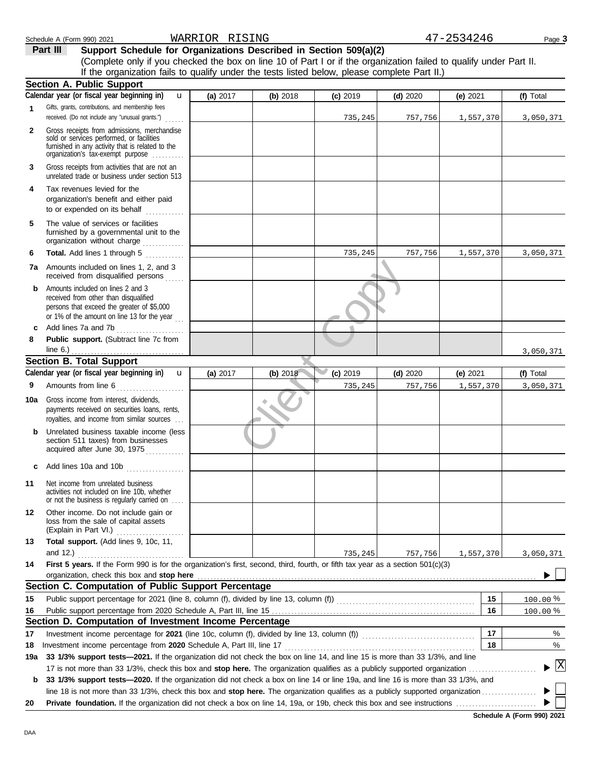Schedule A (Form 990) 2021 WARRIOR RISING 47-2534246

## Part III Support Schedule for Organizations Described in Section 509(a)(2)

(Complete only if you checked the box on line 10 of Part I or if the organization failed to qualify under Part II. If the organization fails to qualify under the tests listed below, please complete Part II.)

### Section A. Public Support

| | Calendar year (or fiscal year beginning in) | (a) 2017 | (b) 2018 | (c) 2019 | (d) 2020 | (e) 2021 | (f) Total |
|---|---|---|---|---|---|---|---|
| 1 | Gifts, grants, contributions, and membership fees received. (Do not include any "unusual grants.") | | | 735,245 | 757,756 | 1,557,370 | 3,050,371 |
| 2 | Gross receipts from admissions, merchandise sold or services performed, or facilities furnished in any activity that is related to the organization's tax-exempt purpose | | | | | | |
| 3 | Gross receipts from activities that are not an unrelated trade or business under section 513 | | | | | | |
| 4 | Tax revenues levied for the organization's benefit and either paid to or expended on its behalf | | | | | | |
| 5 | The value of services or facilities furnished by a governmental unit to the organization without charge | | | | | | |
| 6 | **Total.** Add lines 1 through 5 | | | 735,245 | 757,756 | 1,557,370 | 3,050,371 |
| 7a | Amounts included on lines 1, 2, and 3 received from disqualified persons | | | | | | |
| b | Amounts included on lines 2 and 3 received from other than disqualified persons that exceed the greater of $5,000 or 1% of the amount on line 13 for the year | | | | | | |
| c | Add lines 7a and 7b | | | | | | |
| 8 | **Public support.** (Subtract line 7c from line 6.) | | | | | | 3,050,371 |

### Section B. Total Support

| | Calendar year (or fiscal year beginning in) | (a) 2017 | (b) 2018 | (c) 2019 | (d) 2020 | (e) 2021 | (f) Total |
|---|---|---|---|---|---|---|---|
| 9 | Amounts from line 6 | | | 735,245 | 757,756 | 1,557,370 | 3,050,371 |
| 10a | Gross income from interest, dividends, payments received on securities loans, rents, royalties, and income from similar sources | | | | | | |
| b | Unrelated business taxable income (less section 511 taxes) from businesses acquired after June 30, 1975 | | | | | | |
| c | Add lines 10a and 10b | | | | | | |
| 11 | Net income from unrelated business activities not included on line 10b, whether or not the business is regularly carried on | | | | | | |
| 12 | Other income. Do not include gain or loss from the sale of capital assets (Explain in Part VI.) | | | | | | |
| 13 | **Total support.** (Add lines 9, 10c, 11, and 12.) | | | 735,245 | 757,756 | 1,557,370 | 3,050,371 |

14 **First 5 years.** If the Form 990 is for the organization's first, second, third, fourth, or fifth tax year as a section 501(c)(3) organization, check this box and **stop here** ☐

### Section C. Computation of Public Support Percentage

| | | | |
|---|---|---|---|
| 15 | Public support percentage for 2021 (line 8, column (f), divided by line 13, column (f)) | 15 | 100.00 % |
| 16 | Public support percentage from 2020 Schedule A, Part III, line 15 | 16 | 100.00 % |

### Section D. Computation of Investment Income Percentage

| | | | |
|---|---|---|---|
| 17 | Investment income percentage for **2021** (line 10c, column (f), divided by line 13, column (f)) | 17 | % |
| 18 | Investment income percentage from **2020** Schedule A, Part III, line 17 | 18 | % |

19a **33 1/3% support tests—2021.** If the organization did not check the box on line 14, and line 15 is more than 33 1/3%, and line 17 is not more than 33 1/3%, check this box and **stop here.** The organization qualifies as a publicly supported organization ☒

b **33 1/3% support tests—2020.** If the organization did not check a box on line 14 or line 19a, and line 16 is more than 33 1/3%, and line 18 is not more than 33 1/3%, check this box and **stop here.** The organization qualifies as a publicly supported organization ☐

20 **Private foundation.** If the organization did not check a box on line 14, 19a, or 19b, check this box and see instructions ☐

Schedule A (Form 990) 2021

DAA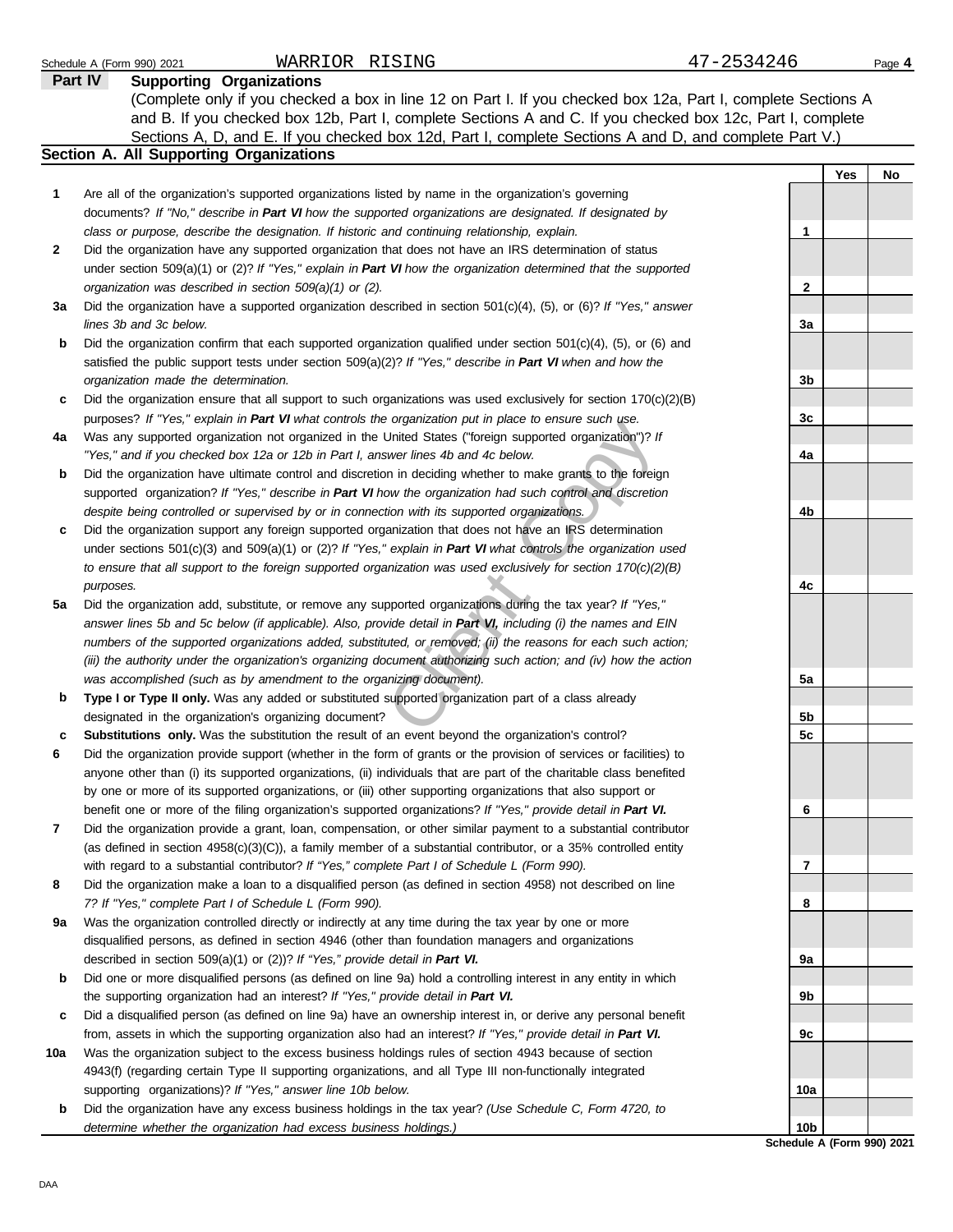Schedule A (Form 990) 2021 WARRIOR RISING 47-2534246

**Part IV Supporting Organizations**

(Complete only if you checked a box in line 12 on Part I. If you checked box 12a, Part I, complete Sections A and B. If you checked box 12b, Part I, complete Sections A and C. If you checked box 12c, Part I, complete Sections A, D, and E. If you checked box 12d, Part I, complete Sections A and D, and complete Part V.)

## Section A. All Supporting Organizations

| | | | Yes | No |
|---|---|---|---|---|
| **1** | Are all of the organization's supported organizations listed by name in the organization's governing documents? *If "No," describe in **Part VI** how the supported organizations are designated. If designated by class or purpose, describe the designation. If historic and continuing relationship, explain.* | 1 | | |
| **2** | Did the organization have any supported organization that does not have an IRS determination of status under section 509(a)(1) or (2)? *If "Yes," explain in **Part VI** how the organization determined that the supported organization was described in section 509(a)(1) or (2).* | 2 | | |
| **3a** | Did the organization have a supported organization described in section 501(c)(4), (5), or (6)? *If "Yes," answer lines 3b and 3c below.* | 3a | | |
| **b** | Did the organization confirm that each supported organization qualified under section 501(c)(4), (5), or (6) and satisfied the public support tests under section 509(a)(2)? *If "Yes," describe in **Part VI** when and how the organization made the determination.* | 3b | | |
| **c** | Did the organization ensure that all support to such organizations was used exclusively for section 170(c)(2)(B) purposes? *If "Yes," explain in **Part VI** what controls the organization put in place to ensure such use.* | 3c | | |
| **4a** | Was any supported organization not organized in the United States ("foreign supported organization")? *If "Yes," and if you checked box 12a or 12b in Part I, answer lines 4b and 4c below.* | 4a | | |
| **b** | Did the organization have ultimate control and discretion in deciding whether to make grants to the foreign supported organization? *If "Yes," describe in **Part VI** how the organization had such control and discretion despite being controlled or supervised by or in connection with its supported organizations.* | 4b | | |
| **c** | Did the organization support any foreign supported organization that does not have an IRS determination under sections 501(c)(3) and 509(a)(1) or (2)? *If "Yes," explain in **Part VI** what controls the organization used to ensure that all support to the foreign supported organization was used exclusively for section 170(c)(2)(B) purposes.* | 4c | | |
| **5a** | Did the organization add, substitute, or remove any supported organizations during the tax year? *If "Yes," answer lines 5b and 5c below (if applicable). Also, provide detail in **Part VI,** including (i) the names and EIN numbers of the supported organizations added, substituted, or removed; (ii) the reasons for each such action; (iii) the authority under the organization's organizing document authorizing such action; and (iv) how the action was accomplished (such as by amendment to the organizing document).* | 5a | | |
| **b** | **Type I or Type II only.** Was any added or substituted supported organization part of a class already designated in the organization's organizing document? | 5b | | |
| **c** | **Substitutions only.** Was the substitution the result of an event beyond the organization's control? | 5c | | |
| **6** | Did the organization provide support (whether in the form of grants or the provision of services or facilities) to anyone other than (i) its supported organizations, (ii) individuals that are part of the charitable class benefited by one or more of its supported organizations, or (iii) other supporting organizations that also support or benefit one or more of the filing organization's supported organizations? *If "Yes," provide detail in **Part VI.*** | 6 | | |
| **7** | Did the organization provide a grant, loan, compensation, or other similar payment to a substantial contributor (as defined in section 4958(c)(3)(C)), a family member of a substantial contributor, or a 35% controlled entity with regard to a substantial contributor? *If "Yes," complete Part I of Schedule L (Form 990).* | 7 | | |
| **8** | Did the organization make a loan to a disqualified person (as defined in section 4958) not described on line 7? *If "Yes," complete Part I of Schedule L (Form 990).* | 8 | | |
| **9a** | Was the organization controlled directly or indirectly at any time during the tax year by one or more disqualified persons, as defined in section 4946 (other than foundation managers and organizations described in section 509(a)(1) or (2))? *If "Yes," provide detail in **Part VI.*** | 9a | | |
| **b** | Did one or more disqualified persons (as defined on line 9a) hold a controlling interest in any entity in which the supporting organization had an interest? *If "Yes," provide detail in **Part VI.*** | 9b | | |
| **c** | Did a disqualified person (as defined on line 9a) have an ownership interest in, or derive any personal benefit from, assets in which the supporting organization also had an interest? *If "Yes," provide detail in **Part VI.*** | 9c | | |
| **10a** | Was the organization subject to the excess business holdings rules of section 4943 because of section 4943(f) (regarding certain Type II supporting organizations, and all Type III non-functionally integrated supporting organizations)? *If "Yes," answer line 10b below.* | 10a | | |
| **b** | Did the organization have any excess business holdings in the tax year? *(Use Schedule C, Form 4720, to determine whether the organization had excess business holdings.)* | 10b | | |

Schedule A (Form 990) 2021

DAA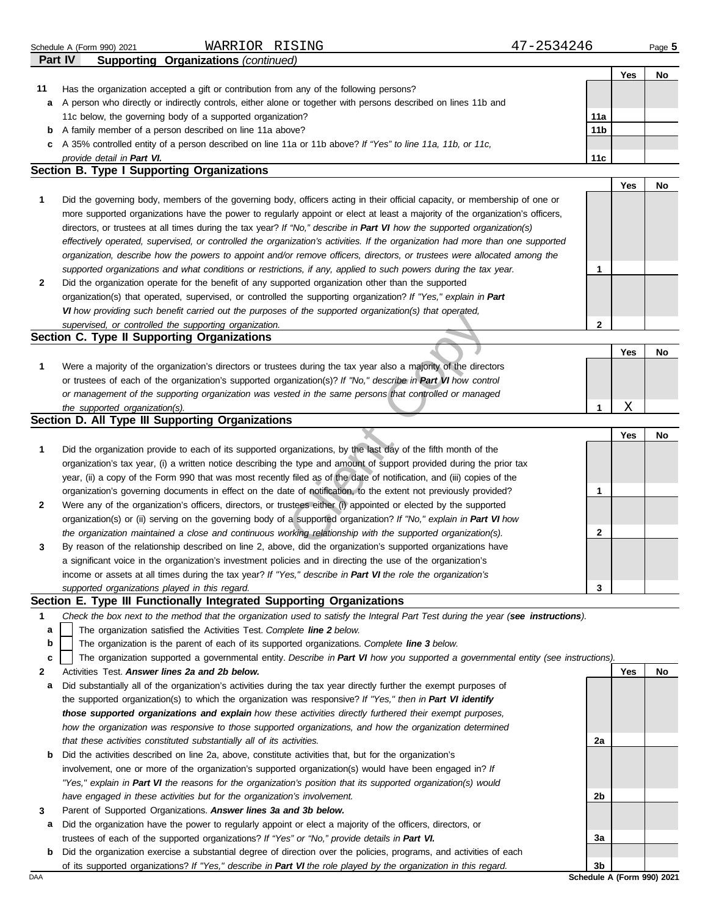Schedule A (Form 990) 2021 WARRIOR RISING 47-2534246

**Part IV Supporting Organizations** *(continued)*

| | | | Yes | No |
|---|---|---|---|---|
| **11** | Has the organization accepted a gift or contribution from any of the following persons? | | | |
| **a** | A person who directly or indirectly controls, either alone or together with persons described on lines 11b and 11c below, the governing body of a supported organization? | 11a | | |
| **b** | A family member of a person described on line 11a above? | 11b | | |
| **c** | A 35% controlled entity of a person described on line 11a or 11b above? *If "Yes" to line 11a, 11b, or 11c, provide detail in **Part VI.*** | 11c | | |

## Section B. Type I Supporting Organizations

| | | | Yes | No |
|---|---|---|---|---|
| **1** | Did the governing body, members of the governing body, officers acting in their official capacity, or membership of one or more supported organizations have the power to regularly appoint or elect at least a majority of the organization's officers, directors, or trustees at all times during the tax year? *If "No," describe in **Part VI** how the supported organization(s) effectively operated, supervised, or controlled the organization's activities. If the organization had more than one supported organization, describe how the powers to appoint and/or remove officers, directors, or trustees were allocated among the supported organizations and what conditions or restrictions, if any, applied to such powers during the tax year.* | 1 | | |
| **2** | Did the organization operate for the benefit of any supported organization other than the supported organization(s) that operated, supervised, or controlled the supporting organization? *If "Yes," explain in **Part VI** how providing such benefit carried out the purposes of the supported organization(s) that operated, supervised, or controlled the supporting organization.* | 2 | | |

## Section C. Type II Supporting Organizations

| | | | Yes | No |
|---|---|---|---|---|
| **1** | Were a majority of the organization's directors or trustees during the tax year also a majority of the directors or trustees of each of the organization's supported organization(s)? *If "No," describe in **Part VI** how control or management of the supporting organization was vested in the same persons that controlled or managed the supported organization(s).* | 1 | X | |

## Section D. All Type III Supporting Organizations

| | | | Yes | No |
|---|---|---|---|---|
| **1** | Did the organization provide to each of its supported organizations, by the last day of the fifth month of the organization's tax year, (i) a written notice describing the type and amount of support provided during the prior tax year, (ii) a copy of the Form 990 that was most recently filed as of the date of notification, and (iii) copies of the organization's governing documents in effect on the date of notification, to the extent not previously provided? | 1 | | |
| **2** | Were any of the organization's officers, directors, or trustees either (i) appointed or elected by the supported organization(s) or (ii) serving on the governing body of a supported organization? *If "No," explain in **Part VI** how the organization maintained a close and continuous working relationship with the supported organization(s).* | 2 | | |
| **3** | By reason of the relationship described on line 2, above, did the organization's supported organizations have a significant voice in the organization's investment policies and in directing the use of the organization's income or assets at all times during the tax year? *If "Yes," describe in **Part VI** the role the organization's supported organizations played in this regard.* | 3 | | |

## Section E. Type III Functionally Integrated Supporting Organizations

**1** *Check the box next to the method that the organization used to satisfy the Integral Part Test during the year (**see instructions**).*

- **a** ☐ The organization satisfied the Activities Test. *Complete **line 2** below.*
- **b** ☐ The organization is the parent of each of its supported organizations. *Complete **line 3** below.*
- **c** ☐ The organization supported a governmental entity. *Describe in **Part VI** how you supported a governmental entity (see instructions).*

| | | | Yes | No |
|---|---|---|---|---|
| **2** | Activities Test. ***Answer lines 2a and 2b below.*** | | | |
| **a** | Did substantially all of the organization's activities during the tax year directly further the exempt purposes of the supported organization(s) to which the organization was responsive? *If "Yes," then in **Part VI identify those supported organizations and explain** how these activities directly furthered their exempt purposes, how the organization was responsive to those supported organizations, and how the organization determined that these activities constituted substantially all of its activities.* | 2a | | |
| **b** | Did the activities described on line 2a, above, constitute activities that, but for the organization's involvement, one or more of the organization's supported organization(s) would have been engaged in? *If "Yes," explain in **Part VI** the reasons for the organization's position that its supported organization(s) would have engaged in these activities but for the organization's involvement.* | 2b | | |
| **3** | Parent of Supported Organizations. ***Answer lines 3a and 3b below.*** | | | |
| **a** | Did the organization have the power to regularly appoint or elect a majority of the officers, directors, or trustees of each of the supported organizations? *If "Yes" or "No," provide details in **Part VI.*** | 3a | | |
| **b** | Did the organization exercise a substantial degree of direction over the policies, programs, and activities of each of its supported organizations? *If "Yes," describe in **Part VI** the role played by the organization in this regard.* | 3b | | |

DAA Schedule A (Form 990) 2021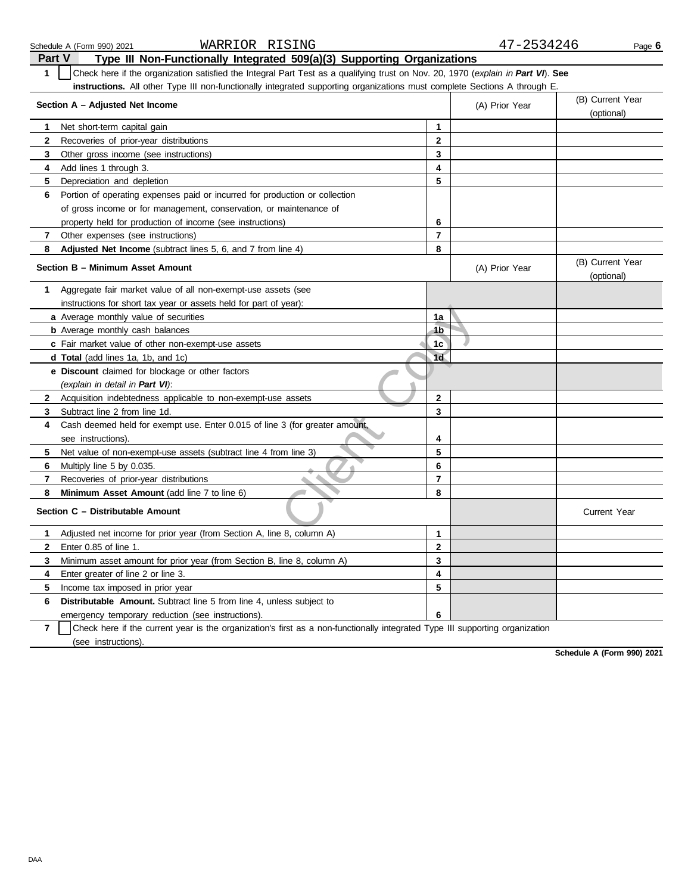Schedule A (Form 990) 2021 WARRIOR RISING 47-2534246

## Part V Type III Non-Functionally Integrated 509(a)(3) Supporting Organizations

**1** ☐ Check here if the organization satisfied the Integral Part Test as a qualifying trust on Nov. 20, 1970 (*explain in **Part VI***). **See instructions.** All other Type III non-functionally integrated supporting organizations must complete Sections A through E.

| **Section A – Adjusted Net Income** | | (A) Prior Year | (B) Current Year (optional) |
|---|---|---|---|
| **1** Net short-term capital gain | 1 | | |
| **2** Recoveries of prior-year distributions | 2 | | |
| **3** Other gross income (see instructions) | 3 | | |
| **4** Add lines 1 through 3. | 4 | | |
| **5** Depreciation and depletion | 5 | | |
| **6** Portion of operating expenses paid or incurred for production or collection of gross income or for management, conservation, or maintenance of property held for production of income (see instructions) | 6 | | |
| **7** Other expenses (see instructions) | 7 | | |
| **8** **Adjusted Net Income** (subtract lines 5, 6, and 7 from line 4) | 8 | | |

| **Section B – Minimum Asset Amount** | | (A) Prior Year | (B) Current Year (optional) |
|---|---|---|---|
| **1** Aggregate fair market value of all non-exempt-use assets (see instructions for short tax year or assets held for part of year): | | | |
| **a** Average monthly value of securities | 1a | | |
| **b** Average monthly cash balances | 1b | | |
| **c** Fair market value of other non-exempt-use assets | 1c | | |
| **d** **Total** (add lines 1a, 1b, and 1c) | 1d | | |
| **e** **Discount** claimed for blockage or other factors (*explain in detail in **Part VI***): | | | |
| **2** Acquisition indebtedness applicable to non-exempt-use assets | 2 | | |
| **3** Subtract line 2 from line 1d. | 3 | | |
| **4** Cash deemed held for exempt use. Enter 0.015 of line 3 (for greater amount, see instructions). | 4 | | |
| **5** Net value of non-exempt-use assets (subtract line 4 from line 3) | 5 | | |
| **6** Multiply line 5 by 0.035. | 6 | | |
| **7** Recoveries of prior-year distributions | 7 | | |
| **8** **Minimum Asset Amount** (add line 7 to line 6) | 8 | | |

| **Section C – Distributable Amount** | | | Current Year |
|---|---|---|---|
| **1** Adjusted net income for prior year (from Section A, line 8, column A) | 1 | | |
| **2** Enter 0.85 of line 1. | 2 | | |
| **3** Minimum asset amount for prior year (from Section B, line 8, column A) | 3 | | |
| **4** Enter greater of line 2 or line 3. | 4 | | |
| **5** Income tax imposed in prior year | 5 | | |
| **6** **Distributable Amount.** Subtract line 5 from line 4, unless subject to emergency temporary reduction (see instructions). | 6 | | |

**7** ☐ Check here if the current year is the organization's first as a non-functionally integrated Type III supporting organization (see instructions).

**Schedule A (Form 990) 2021**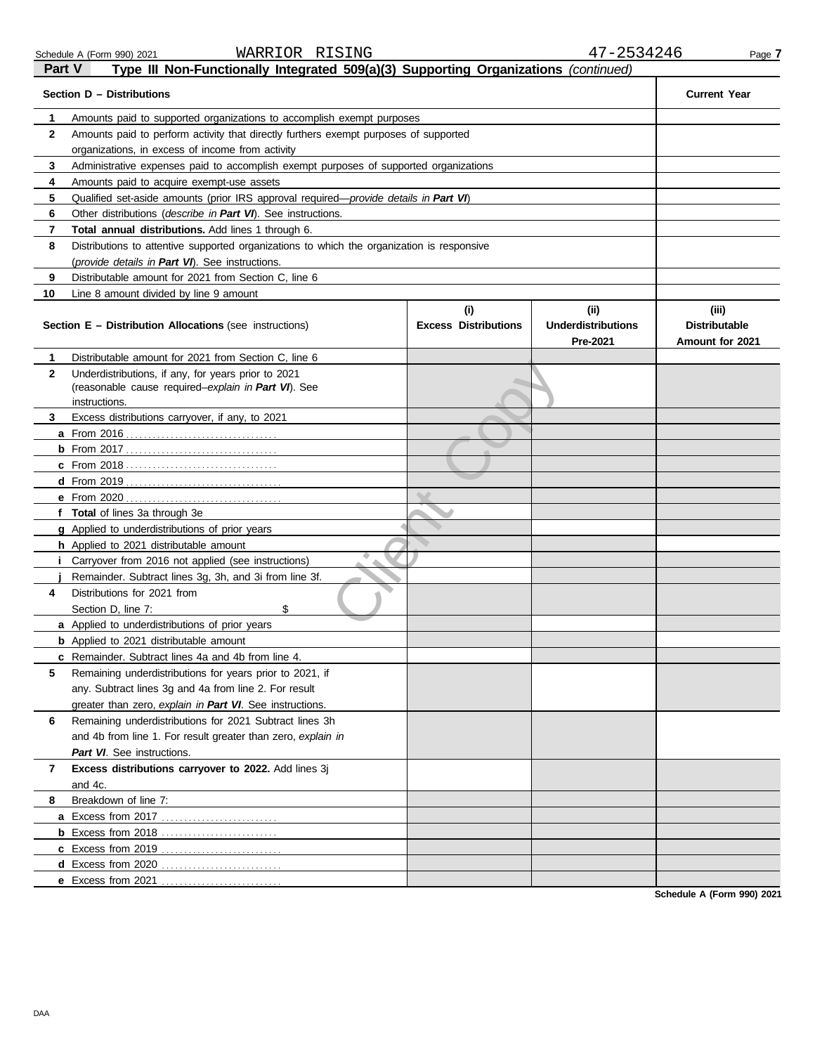Schedule A (Form 990) 2021 WARRIOR RISING 47-2534246

## Part V Type III Non-Functionally Integrated 509(a)(3) Supporting Organizations *(continued)*

| Section D – Distributions | | Current Year |
|---|---|---|
| 1 | Amounts paid to supported organizations to accomplish exempt purposes | |
| 2 | Amounts paid to perform activity that directly furthers exempt purposes of supported organizations, in excess of income from activity | |
| 3 | Administrative expenses paid to accomplish exempt purposes of supported organizations | |
| 4 | Amounts paid to acquire exempt-use assets | |
| 5 | Qualified set-aside amounts (prior IRS approval required—*provide details in **Part VI***) | |
| 6 | Other distributions (*describe in **Part VI***). See instructions. | |
| 7 | **Total annual distributions.** Add lines 1 through 6. | |
| 8 | Distributions to attentive supported organizations to which the organization is responsive (*provide details in **Part VI***). See instructions. | |
| 9 | Distributable amount for 2021 from Section C, line 6 | |
| 10 | Line 8 amount divided by line 9 amount | |

| Section E – Distribution Allocations (see instructions) | | (i) Excess Distributions | (ii) Underdistributions Pre-2021 | (iii) Distributable Amount for 2021 |
|---|---|---|---|---|
| 1 | Distributable amount for 2021 from Section C, line 6 | | | |
| 2 | Underdistributions, if any, for years prior to 2021 (reasonable cause required–*explain in **Part VI***). See instructions. | | | |
| 3 | Excess distributions carryover, if any, to 2021 | | | |
| a | From 2016 | | | |
| b | From 2017 | | | |
| c | From 2018 | | | |
| d | From 2019 | | | |
| e | From 2020 | | | |
| f | **Total** of lines 3a through 3e | | | |
| g | Applied to underdistributions of prior years | | | |
| h | Applied to 2021 distributable amount | | | |
| i | Carryover from 2016 not applied (see instructions) | | | |
| j | Remainder. Subtract lines 3g, 3h, and 3i from line 3f. | | | |
| 4 | Distributions for 2021 from Section D, line 7: $ | | | |
| a | Applied to underdistributions of prior years | | | |
| b | Applied to 2021 distributable amount | | | |
| c | Remainder. Subtract lines 4a and 4b from line 4. | | | |
| 5 | Remaining underdistributions for years prior to 2021, if any. Subtract lines 3g and 4a from line 2. For result greater than zero, *explain in **Part VI***. See instructions. | | | |
| 6 | Remaining underdistributions for 2021 Subtract lines 3h and 4b from line 1. For result greater than zero, *explain in **Part VI***. See instructions. | | | |
| 7 | **Excess distributions carryover to 2022.** Add lines 3j and 4c. | | | |
| 8 | Breakdown of line 7: | | | |
| a | Excess from 2017 | | | |
| b | Excess from 2018 | | | |
| c | Excess from 2019 | | | |
| d | Excess from 2020 | | | |
| e | Excess from 2021 | | | |

**Schedule A (Form 990) 2021**

DAA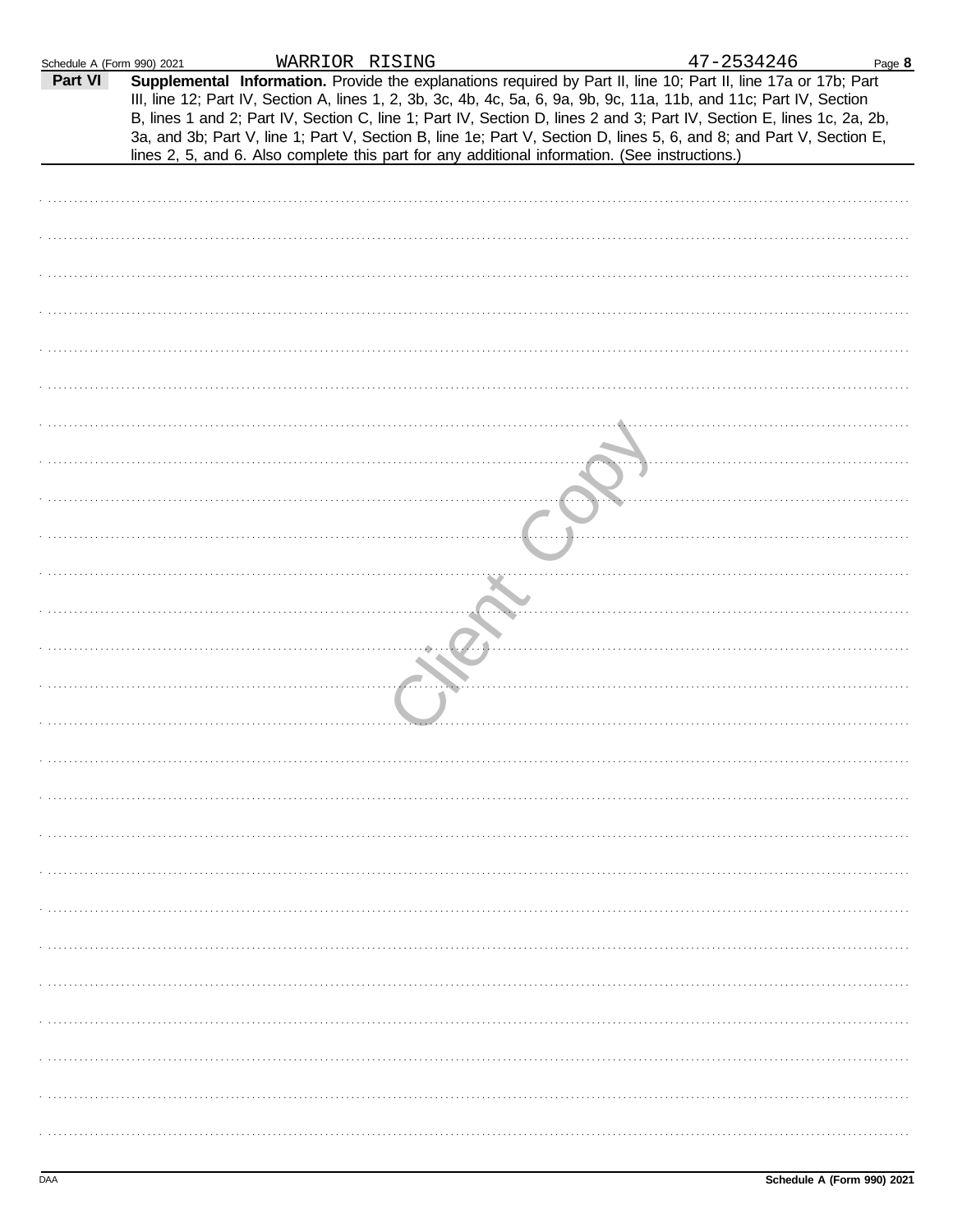Schedule A (Form 990) 2021 WARRIOR RISING 47-2534246

**Part VI** **Supplemental Information.** Provide the explanations required by Part II, line 10; Part II, line 17a or 17b; Part III, line 12; Part IV, Section A, lines 1, 2, 3b, 3c, 4b, 4c, 5a, 6, 9a, 9b, 9c, 11a, 11b, and 11c; Part IV, Section B, lines 1 and 2; Part IV, Section C, line 1; Part IV, Section D, lines 2 and 3; Part IV, Section E, lines 1c, 2a, 2b, 3a, and 3b; Part V, line 1; Part V, Section B, line 1e; Part V, Section D, lines 5, 6, and 8; and Part V, Section E, lines 2, 5, and 6. Also complete this part for any additional information. (See instructions.)

Client Copy

DAA Schedule A (Form 990) 2021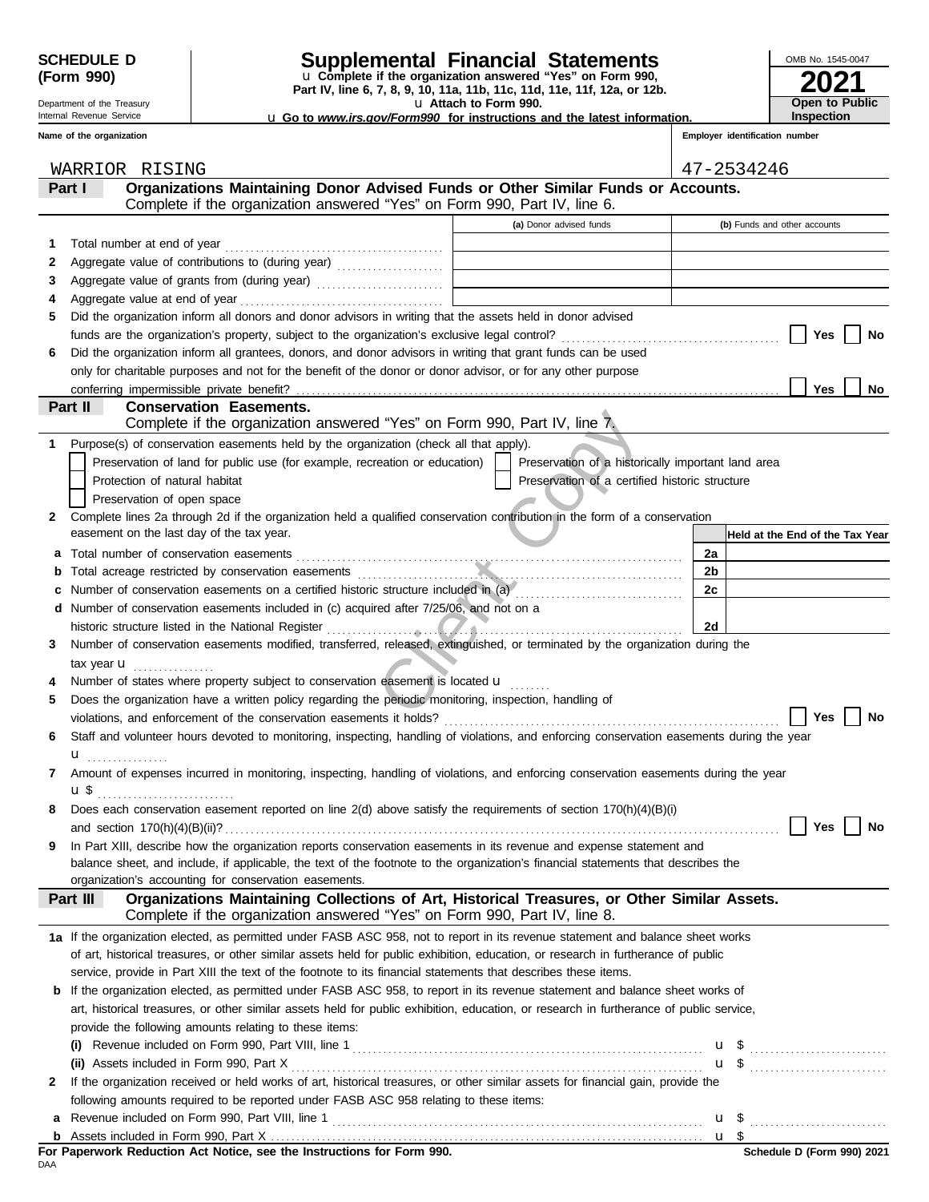**SCHEDULE D (Form 990)**

Department of the Treasury
Internal Revenue Service

# Supplemental Financial Statements

u Complete if the organization answered "Yes" on Form 990, Part IV, line 6, 7, 8, 9, 10, 11a, 11b, 11c, 11d, 11e, 11f, 12a, or 12b.
u Attach to Form 990.
u Go to *www.irs.gov/Form990* for instructions and the latest information.

OMB No. 1545-0047

**2021**

**Open to Public Inspection**

**Name of the organization:** WARRIOR RISING

**Employer identification number:** 47-2534246

## Part I — Organizations Maintaining Donor Advised Funds or Other Similar Funds or Accounts.

Complete if the organization answered "Yes" on Form 990, Part IV, line 6.

| | | (a) Donor advised funds | (b) Funds and other accounts |
|---|---|---|---|
| 1 | Total number at end of year | | |
| 2 | Aggregate value of contributions to (during year) | | |
| 3 | Aggregate value of grants from (during year) | | |
| 4 | Aggregate value at end of year | | |

5 Did the organization inform all donors and donor advisors in writing that the assets held in donor advised funds are the organization's property, subject to the organization's exclusive legal control? ☐ Yes ☐ No

6 Did the organization inform all grantees, donors, and donor advisors in writing that grant funds can be used only for charitable purposes and not for the benefit of the donor or donor advisor, or for any other purpose conferring impermissible private benefit? ☐ Yes ☐ No

## Part II — Conservation Easements.

Complete if the organization answered "Yes" on Form 990, Part IV, line 7.

1 Purpose(s) of conservation easements held by the organization (check all that apply).

- ☐ Preservation of land for public use (for example, recreation or education)
- ☐ Preservation of a historically important land area
- ☐ Protection of natural habitat
- ☐ Preservation of a certified historic structure
- ☐ Preservation of open space

2 Complete lines 2a through 2d if the organization held a qualified conservation contribution in the form of a conservation easement on the last day of the tax year.

| | | | Held at the End of the Tax Year |
|---|---|---|---|
| a | Total number of conservation easements | 2a | |
| b | Total acreage restricted by conservation easements | 2b | |
| c | Number of conservation easements on a certified historic structure included in (a) | 2c | |
| d | Number of conservation easements included in (c) acquired after 7/25/06, and not on a historic structure listed in the National Register | 2d | |

3 Number of conservation easements modified, transferred, released, extinguished, or terminated by the organization during the tax year u

4 Number of states where property subject to conservation easement is located u

5 Does the organization have a written policy regarding the periodic monitoring, inspection, handling of violations, and enforcement of the conservation easements it holds? ☐ Yes ☐ No

6 Staff and volunteer hours devoted to monitoring, inspecting, handling of violations, and enforcing conservation easements during the year u

7 Amount of expenses incurred in monitoring, inspecting, handling of violations, and enforcing conservation easements during the year u $

8 Does each conservation easement reported on line 2(d) above satisfy the requirements of section 170(h)(4)(B)(i) and section 170(h)(4)(B)(ii)? ☐ Yes ☐ No

9 In Part XIII, describe how the organization reports conservation easements in its revenue and expense statement and balance sheet, and include, if applicable, the text of the footnote to the organization's financial statements that describes the organization's accounting for conservation easements.

## Part III — Organizations Maintaining Collections of Art, Historical Treasures, or Other Similar Assets.

Complete if the organization answered "Yes" on Form 990, Part IV, line 8.

1a If the organization elected, as permitted under FASB ASC 958, not to report in its revenue statement and balance sheet works of art, historical treasures, or other similar assets held for public exhibition, education, or research in furtherance of public service, provide in Part XIII the text of the footnote to its financial statements that describes these items.

b If the organization elected, as permitted under FASB ASC 958, to report in its revenue statement and balance sheet works of art, historical treasures, or other similar assets held for public exhibition, education, or research in furtherance of public service, provide the following amounts relating to these items:

(i) Revenue included on Form 990, Part VIII, line 1 u $

(ii) Assets included in Form 990, Part X u $

2 If the organization received or held works of art, historical treasures, or other similar assets for financial gain, provide the following amounts required to be reported under FASB ASC 958 relating to these items:

a Revenue included on Form 990, Part VIII, line 1 u $

b Assets included in Form 990, Part X u $

**For Paperwork Reduction Act Notice, see the Instructions for Form 990.**

DAA

**Schedule D (Form 990) 2021**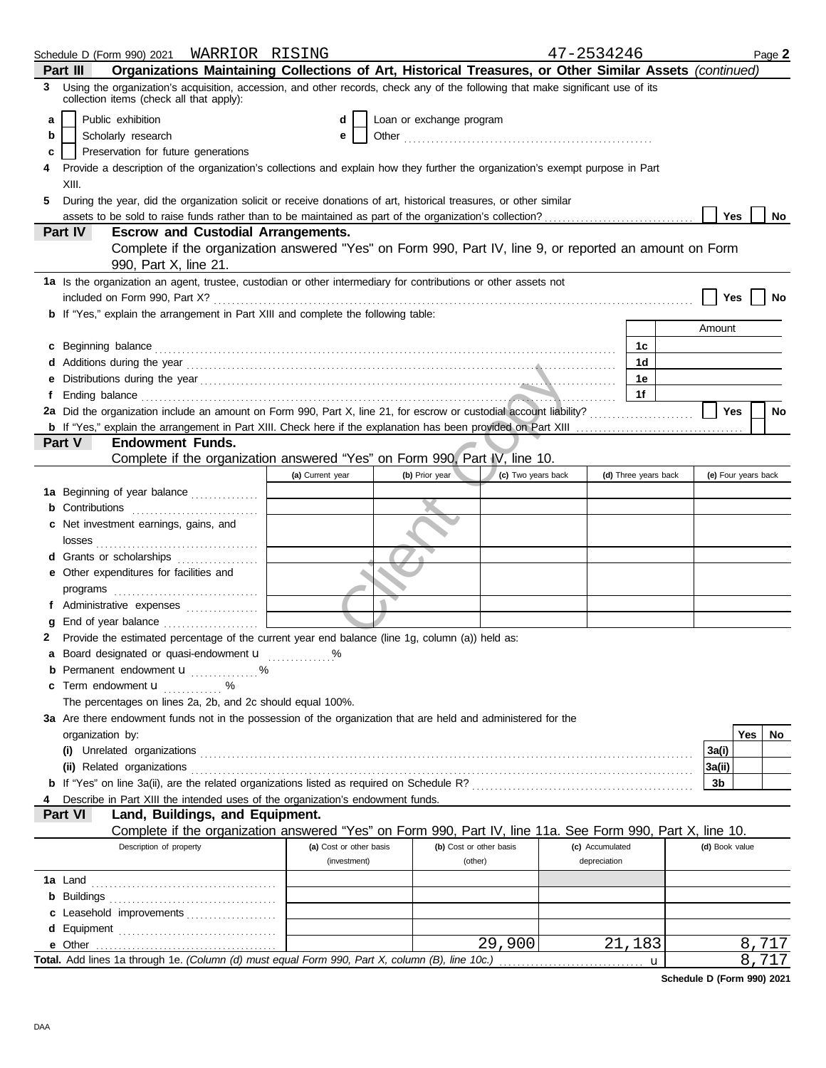Schedule D (Form 990) 2021 WARRIOR RISING 47-2534246 Page **2**

## Part III Organizations Maintaining Collections of Art, Historical Treasures, or Other Similar Assets *(continued)*

**3** Using the organization's acquisition, accession, and other records, check any of the following that make significant use of its collection items (check all that apply):

- **a** ☐ Public exhibition
- **b** ☐ Scholarly research
- **c** ☐ Preservation for future generations
- **d** ☐ Loan or exchange program
- **e** ☐ Other

**4** Provide a description of the organization's collections and explain how they further the organization's exempt purpose in Part XIII.

**5** During the year, did the organization solicit or receive donations of art, historical treasures, or other similar assets to be sold to raise funds rather than to be maintained as part of the organization's collection? ☐ Yes ☐ No

## Part IV Escrow and Custodial Arrangements.

Complete if the organization answered "Yes" on Form 990, Part IV, line 9, or reported an amount on Form 990, Part X, line 21.

**1a** Is the organization an agent, trustee, custodian or other intermediary for contributions or other assets not included on Form 990, Part X? ☐ Yes ☐ No

**b** If "Yes," explain the arrangement in Part XIII and complete the following table:

| | | Amount |
|---|---|---|
| **c** Beginning balance | 1c | |
| **d** Additions during the year | 1d | |
| **e** Distributions during the year | 1e | |
| **f** Ending balance | 1f | |

**2a** Did the organization include an amount on Form 990, Part X, line 21, for escrow or custodial account liability? ☐ Yes ☐ No

**b** If "Yes," explain the arrangement in Part XIII. Check here if the explanation has been provided on Part XIII ☐

## Part V Endowment Funds.

Complete if the organization answered "Yes" on Form 990, Part IV, line 10.

| | (a) Current year | (b) Prior year | (c) Two years back | (d) Three years back | (e) Four years back |
|---|---|---|---|---|---|
| **1a** Beginning of year balance | | | | | |
| **b** Contributions | | | | | |
| **c** Net investment earnings, gains, and losses | | | | | |
| **d** Grants or scholarships | | | | | |
| **e** Other expenditures for facilities and programs | | | | | |
| **f** Administrative expenses | | | | | |
| **g** End of year balance | | | | | |

**2** Provide the estimated percentage of the current year end balance (line 1g, column (a)) held as:

- **a** Board designated or quasi-endowment u %
- **b** Permanent endowment u %
- **c** Term endowment u %

The percentages on lines 2a, 2b, and 2c should equal 100%.

**3a** Are there endowment funds not in the possession of the organization that are held and administered for the organization by:

| | | Yes | No |
|---|---|---|---|
| **(i)** Unrelated organizations | 3a(i) | | |
| **(ii)** Related organizations | 3a(ii) | | |
| **b** If "Yes" on line 3a(ii), are the related organizations listed as required on Schedule R? | 3b | | |

**4** Describe in Part XIII the intended uses of the organization's endowment funds.

## Part VI Land, Buildings, and Equipment.

Complete if the organization answered "Yes" on Form 990, Part IV, line 11a. See Form 990, Part X, line 10.

| Description of property | (a) Cost or other basis (investment) | (b) Cost or other basis (other) | (c) Accumulated depreciation | (d) Book value |
|---|---|---|---|---|
| **1a** Land | | | | |
| **b** Buildings | | | | |
| **c** Leasehold improvements | | | | |
| **d** Equipment | | | | |
| **e** Other | | 29,900 | 21,183 | 8,717 |
| **Total.** Add lines 1a through 1e. *(Column (d) must equal Form 990, Part X, column (B), line 10c.)* u | | | | 8,717 |

**Schedule D (Form 990) 2021**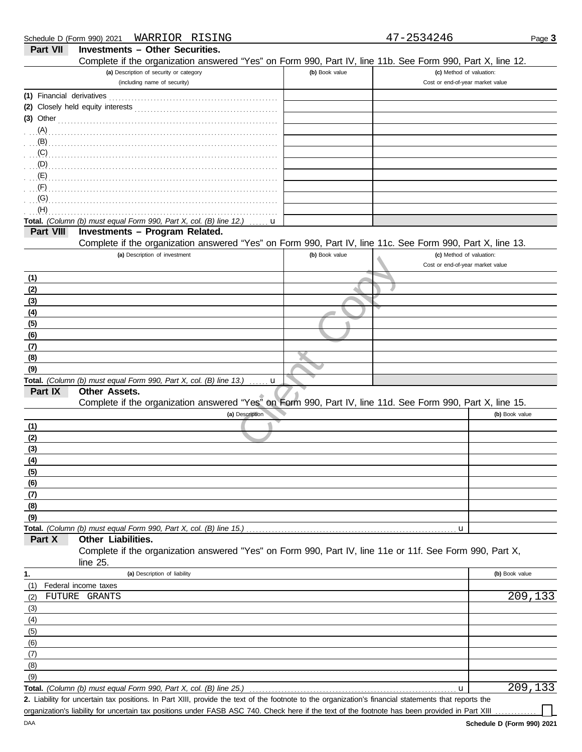Schedule D (Form 990) 2021 WARRIOR RISING 47-2534246

## Part VII Investments – Other Securities.

Complete if the organization answered "Yes" on Form 990, Part IV, line 11b. See Form 990, Part X, line 12.

| (a) Description of security or category (including name of security) | (b) Book value | (c) Method of valuation: Cost or end-of-year market value |
|---|---|---|
| (1) Financial derivatives | | |
| (2) Closely held equity interests | | |
| (3) Other | | |
| (A) | | |
| (B) | | |
| (C) | | |
| (D) | | |
| (E) | | |
| (F) | | |
| (G) | | |
| (H) | | |
| **Total.** *(Column (b) must equal Form 990, Part X, col. (B) line 12.)* u | | |

## Part VIII Investments – Program Related.

Complete if the organization answered "Yes" on Form 990, Part IV, line 11c. See Form 990, Part X, line 13.

| (a) Description of investment | (b) Book value | (c) Method of valuation: Cost or end-of-year market value |
|---|---|---|
| (1) | | |
| (2) | | |
| (3) | | |
| (4) | | |
| (5) | | |
| (6) | | |
| (7) | | |
| (8) | | |
| (9) | | |
| **Total.** *(Column (b) must equal Form 990, Part X, col. (B) line 13.)* u | | |

## Part IX Other Assets.

Complete if the organization answered "Yes" on Form 990, Part IV, line 11d. See Form 990, Part X, line 15.

| (a) Description | (b) Book value |
|---|---|
| (1) | |
| (2) | |
| (3) | |
| (4) | |
| (5) | |
| (6) | |
| (7) | |
| (8) | |
| (9) | |
| **Total.** *(Column (b) must equal Form 990, Part X, col. (B) line 15.)* u | |

## Part X Other Liabilities.

Complete if the organization answered "Yes" on Form 990, Part IV, line 11e or 11f. See Form 990, Part X, line 25.

| 1. (a) Description of liability | (b) Book value |
|---|---|
| (1) Federal income taxes | |
| (2) FUTURE GRANTS | 209,133 |
| (3) | |
| (4) | |
| (5) | |
| (6) | |
| (7) | |
| (8) | |
| (9) | |
| **Total.** *(Column (b) must equal Form 990, Part X, col. (B) line 25.)* u | 209,133 |

**2.** Liability for uncertain tax positions. In Part XIII, provide the text of the footnote to the organization's financial statements that reports the organization's liability for uncertain tax positions under FASB ASC 740. Check here if the text of the footnote has been provided in Part XIII ☐

DAA **Schedule D (Form 990) 2021**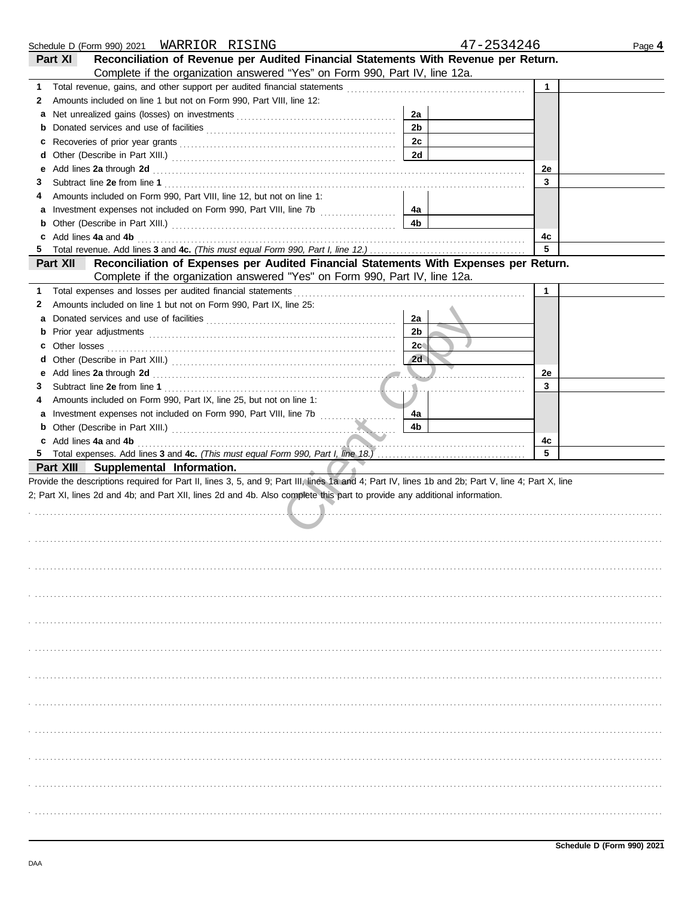Schedule D (Form 990) 2021 WARRIOR RISING 47-2534246

## Part XI Reconciliation of Revenue per Audited Financial Statements With Revenue per Return.

Complete if the organization answered "Yes" on Form 990, Part IV, line 12a.

| | | | | | |
|---|---|---|---|---|---|
| 1 | Total revenue, gains, and other support per audited financial statements | | | 1 | |
| 2 | Amounts included on line 1 but not on Form 990, Part VIII, line 12: | | | | |
| a | Net unrealized gains (losses) on investments | 2a | | | |
| b | Donated services and use of facilities | 2b | | | |
| c | Recoveries of prior year grants | 2c | | | |
| d | Other (Describe in Part XIII.) | 2d | | | |
| e | Add lines **2a** through **2d** | | | 2e | |
| 3 | Subtract line **2e** from line **1** | | | 3 | |
| 4 | Amounts included on Form 990, Part VIII, line 12, but not on line 1: | | | | |
| a | Investment expenses not included on Form 990, Part VIII, line 7b | 4a | | | |
| b | Other (Describe in Part XIII.) | 4b | | | |
| c | Add lines **4a** and **4b** | | | 4c | |
| 5 | Total revenue. Add lines **3** and **4c.** *(This must equal Form 990, Part I, line 12.)* | | | 5 | |

## Part XII Reconciliation of Expenses per Audited Financial Statements With Expenses per Return.

Complete if the organization answered "Yes" on Form 990, Part IV, line 12a.

| | | | | | |
|---|---|---|---|---|---|
| 1 | Total expenses and losses per audited financial statements | | | 1 | |
| 2 | Amounts included on line 1 but not on Form 990, Part IX, line 25: | | | | |
| a | Donated services and use of facilities | 2a | | | |
| b | Prior year adjustments | 2b | | | |
| c | Other losses | 2c | | | |
| d | Other (Describe in Part XIII.) | 2d | | | |
| e | Add lines **2a** through **2d** | | | 2e | |
| 3 | Subtract line **2e** from line **1** | | | 3 | |
| 4 | Amounts included on Form 990, Part IX, line 25, but not on line 1: | | | | |
| a | Investment expenses not included on Form 990, Part VIII, line 7b | 4a | | | |
| b | Other (Describe in Part XIII.) | 4b | | | |
| c | Add lines **4a** and **4b** | | | 4c | |
| 5 | Total expenses. Add lines **3** and **4c.** *(This must equal Form 990, Part I, line 18.)* | | | 5 | |

## Part XIII Supplemental Information.

Provide the descriptions required for Part II, lines 3, 5, and 9; Part III, lines 1a and 4; Part IV, lines 1b and 2b; Part V, line 4; Part X, line 2; Part XI, lines 2d and 4b; and Part XII, lines 2d and 4b. Also complete this part to provide any additional information.

Client Copy

Schedule D (Form 990) 2021

DAA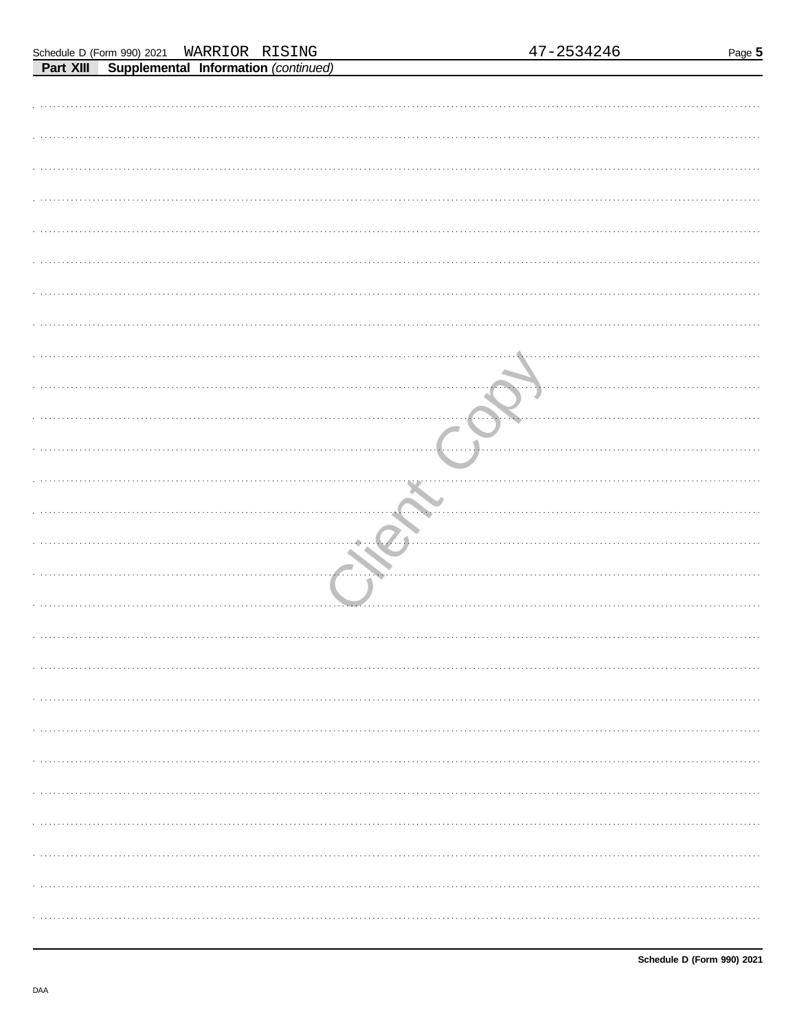Schedule D (Form 990) 2021 WARRIOR RISING 47-2534246

**Part XIII Supplemental Information** *(continued)*

Client Copy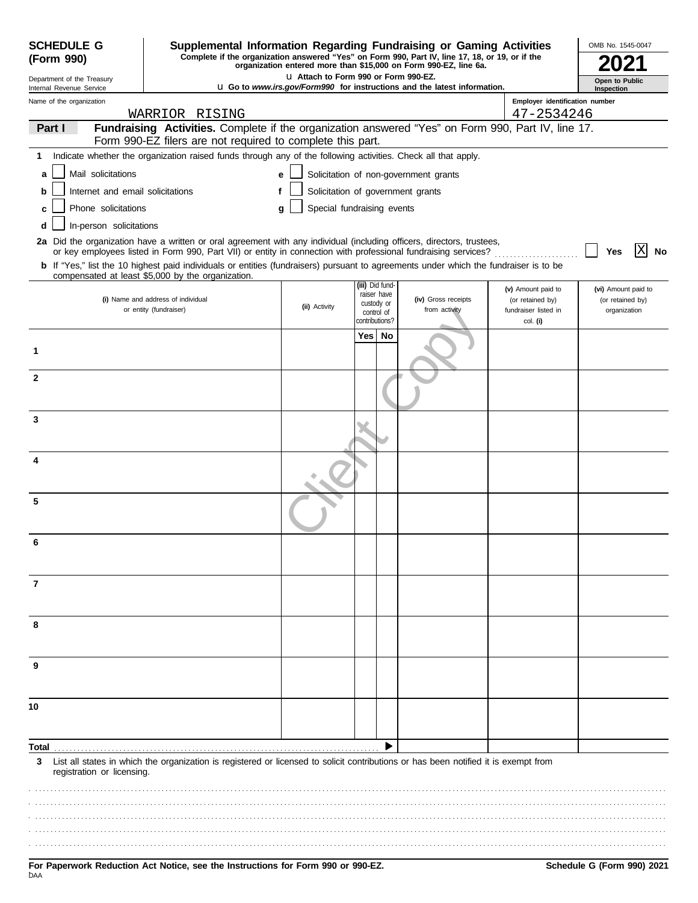**SCHEDULE G (Form 990)**

Department of the Treasury
Internal Revenue Service

# Supplemental Information Regarding Fundraising or Gaming Activities

**Complete if the organization answered "Yes" on Form 990, Part IV, line 17, 18, or 19, or if the organization entered more than $15,000 on Form 990-EZ, line 6a.**

**u Attach to Form 990 or Form 990-EZ.**

**u Go to *www.irs.gov/Form990* for instructions and the latest information.**

OMB No. 1545-0047

**2021**

**Open to Public Inspection**

Name of the organization: WARRIOR RISING

Employer identification number: 47-2534246

## Part I Fundraising Activities.

Complete if the organization answered "Yes" on Form 990, Part IV, line 17. Form 990-EZ filers are not required to complete this part.

**1** Indicate whether the organization raised funds through any of the following activities. Check all that apply.

- **a** ☐ Mail solicitations
- **b** ☐ Internet and email solicitations
- **c** ☐ Phone solicitations
- **d** ☐ In-person solicitations
- **e** ☐ Solicitation of non-government grants
- **f** ☐ Solicitation of government grants
- **g** ☐ Special fundraising events

**2a** Did the organization have a written or oral agreement with any individual (including officers, directors, trustees, or key employees listed in Form 990, Part VII) or entity in connection with professional fundraising services? ☐ Yes ☒ No

**b** If "Yes," list the 10 highest paid individuals or entities (fundraisers) pursuant to agreements under which the fundraiser is to be compensated at least $5,000 by the organization.

| | (i) Name and address of individual or entity (fundraiser) | (ii) Activity | (iii) Did fund-raiser have custody or control of contributions? Yes | No | (iv) Gross receipts from activity | (v) Amount paid to (or retained by) fundraiser listed in col. (i) | (vi) Amount paid to (or retained by) organization |
|---|---|---|---|---|---|---|---|
| 1 | | | | | | | |
| 2 | | | | | | | |
| 3 | | | | | | | |
| 4 | | | | | | | |
| 5 | | | | | | | |
| 6 | | | | | | | |
| 7 | | | | | | | |
| 8 | | | | | | | |
| 9 | | | | | | | |
| 10 | | | | | | | |
| **Total** | | | | | | | |

**3** List all states in which the organization is registered or licensed to solicit contributions or has been notified it is exempt from registration or licensing.

**For Paperwork Reduction Act Notice, see the Instructions for Form 990 or 990-EZ.**

**Schedule G (Form 990) 2021**

DAA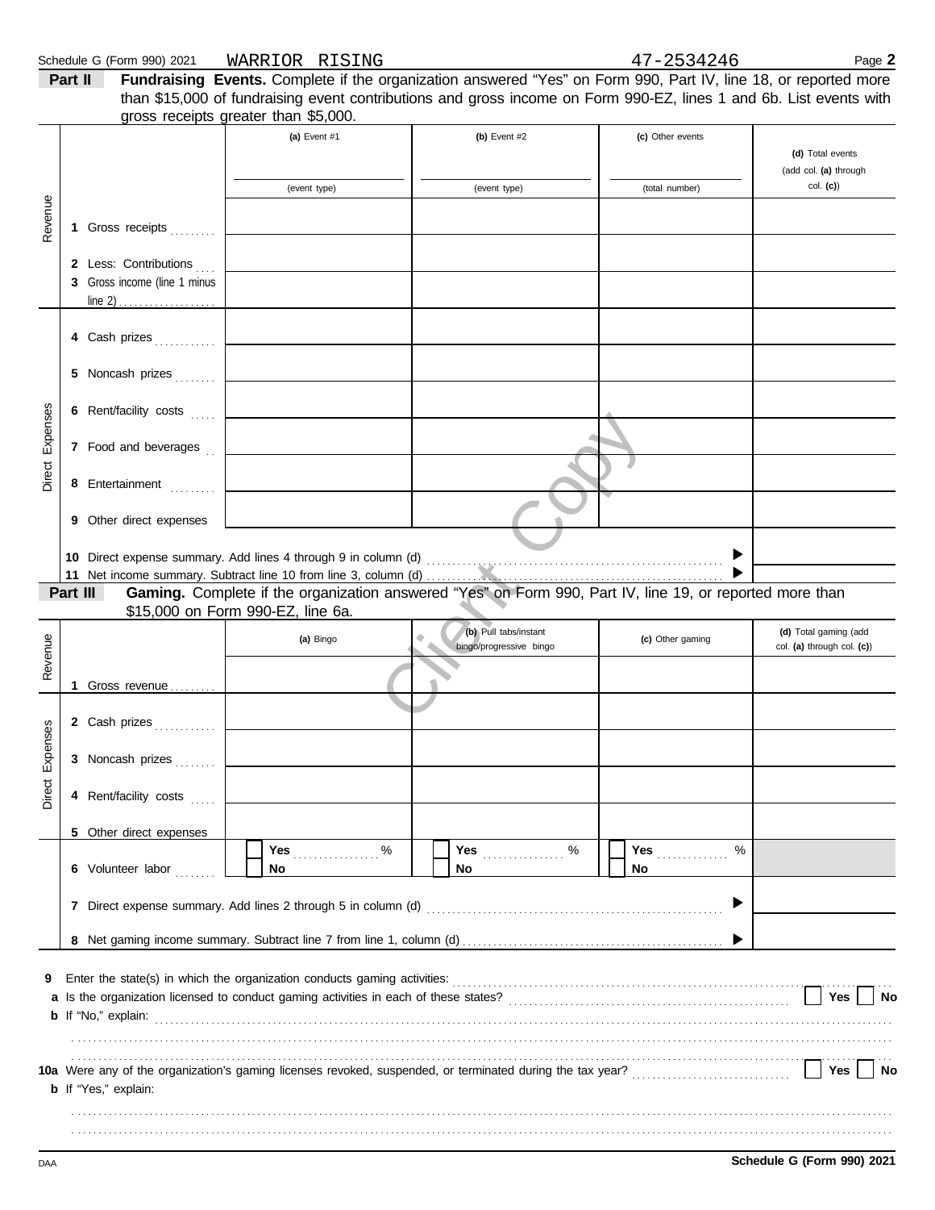Schedule G (Form 990) 2021 WARRIOR RISING 47-2534246 Page 2

**Part II** **Fundraising Events.** Complete if the organization answered "Yes" on Form 990, Part IV, line 18, or reported more than $15,000 of fundraising event contributions and gross income on Form 990-EZ, lines 1 and 6b. List events with gross receipts greater than $5,000.

| | | (a) Event #1<br>(event type) | (b) Event #2<br>(event type) | (c) Other events<br>(total number) | (d) Total events (add col. (a) through col. (c)) |
|---|---|---|---|---|---|
| Revenue | 1 Gross receipts | | | | |
| | 2 Less: Contributions | | | | |
| | 3 Gross income (line 1 minus line 2) | | | | |
| Direct Expenses | 4 Cash prizes | | | | |
| | 5 Noncash prizes | | | | |
| | 6 Rent/facility costs | | | | |
| | 7 Food and beverages | | | | |
| | 8 Entertainment | | | | |
| | 9 Other direct expenses | | | | |
| | 10 Direct expense summary. Add lines 4 through 9 in column (d) | | | ▶ | |
| | 11 Net income summary. Subtract line 10 from line 3, column (d) | | | ▶ | |

**Part III** **Gaming.** Complete if the organization answered "Yes" on Form 990, Part IV, line 19, or reported more than $15,000 on Form 990-EZ, line 6a.

| | | (a) Bingo | (b) Pull tabs/instant bingo/progressive bingo | (c) Other gaming | (d) Total gaming (add col. (a) through col. (c)) |
|---|---|---|---|---|---|
| Revenue | 1 Gross revenue | | | | |
| Direct Expenses | 2 Cash prizes | | | | |
| | 3 Noncash prizes | | | | |
| | 4 Rent/facility costs | | | | |
| | 5 Other direct expenses | | | | |
| | 6 Volunteer labor | ☐ Yes ____ %<br>☐ No | ☐ Yes ____ %<br>☐ No | ☐ Yes ____ %<br>☐ No | |
| | 7 Direct expense summary. Add lines 2 through 5 in column (d) | | | ▶ | |
| | 8 Net gaming income summary. Subtract line 7 from line 1, column (d) | | | ▶ | |

9 Enter the state(s) in which the organization conducts gaming activities:

a Is the organization licensed to conduct gaming activities in each of these states? ☐ Yes ☐ No

b If "No," explain:

10a Were any of the organization's gaming licenses revoked, suspended, or terminated during the tax year? ☐ Yes ☐ No

b If "Yes," explain:

Schedule G (Form 990) 2021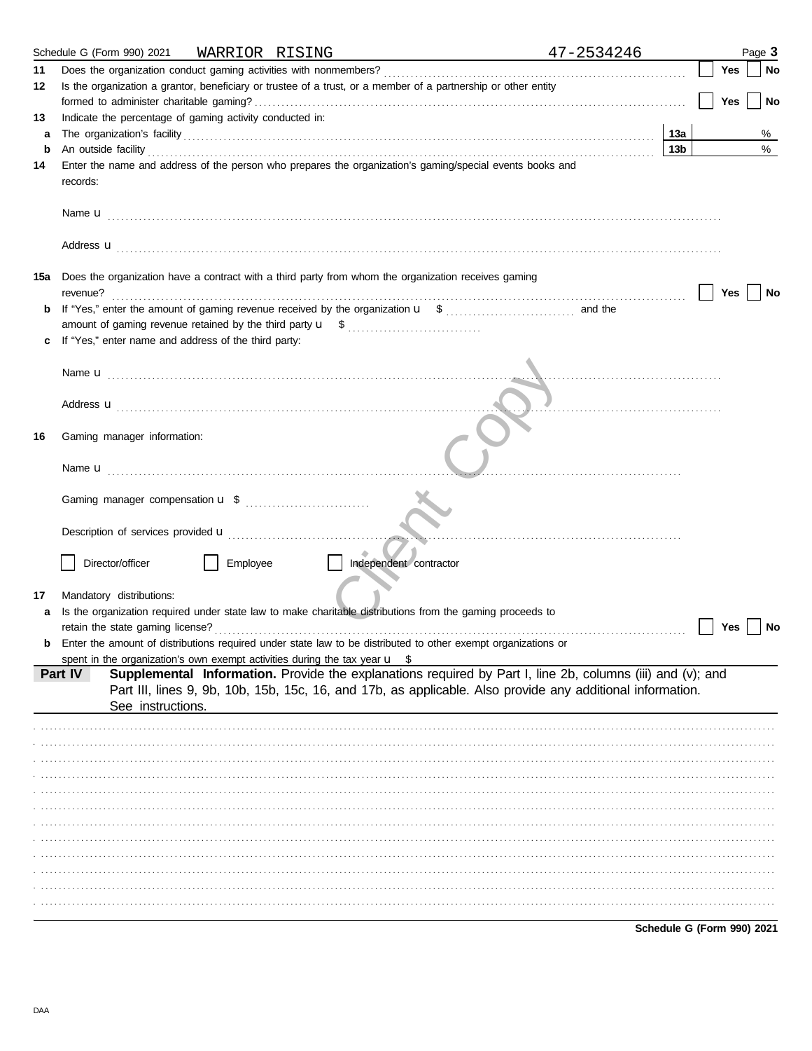Schedule G (Form 990) 2021 WARRIOR RISING 47-2534246 Page **3**

**11** Does the organization conduct gaming activities with nonmembers? ☐ Yes ☐ No

**12** Is the organization a grantor, beneficiary or trustee of a trust, or a member of a partnership or other entity formed to administer charitable gaming? ☐ Yes ☐ No

**13** Indicate the percentage of gaming activity conducted in:

**a** The organization's facility **13a** %

**b** An outside facility **13b** %

**14** Enter the name and address of the person who prepares the organization's gaming/special events books and records:

Name u

Address u

**15a** Does the organization have a contract with a third party from whom the organization receives gaming revenue? ☐ Yes ☐ No

**b** If "Yes," enter the amount of gaming revenue received by the organization u $ and the amount of gaming revenue retained by the third party u $

**c** If "Yes," enter name and address of the third party:

Name u

Address u

**16** Gaming manager information:

Name u

Gaming manager compensation u $

Description of services provided u

☐ Director/officer ☐ Employee ☐ Independent contractor

**17** Mandatory distributions:

**a** Is the organization required under state law to make charitable distributions from the gaming proceeds to retain the state gaming license? ☐ Yes ☐ No

**b** Enter the amount of distributions required under state law to be distributed to other exempt organizations or spent in the organization's own exempt activities during the tax year u $

**Part IV** **Supplemental Information.** Provide the explanations required by Part I, line 2b, columns (iii) and (v); and Part III, lines 9, 9b, 10b, 15b, 15c, 16, and 17b, as applicable. Also provide any additional information. See instructions.

**Schedule G (Form 990) 2021**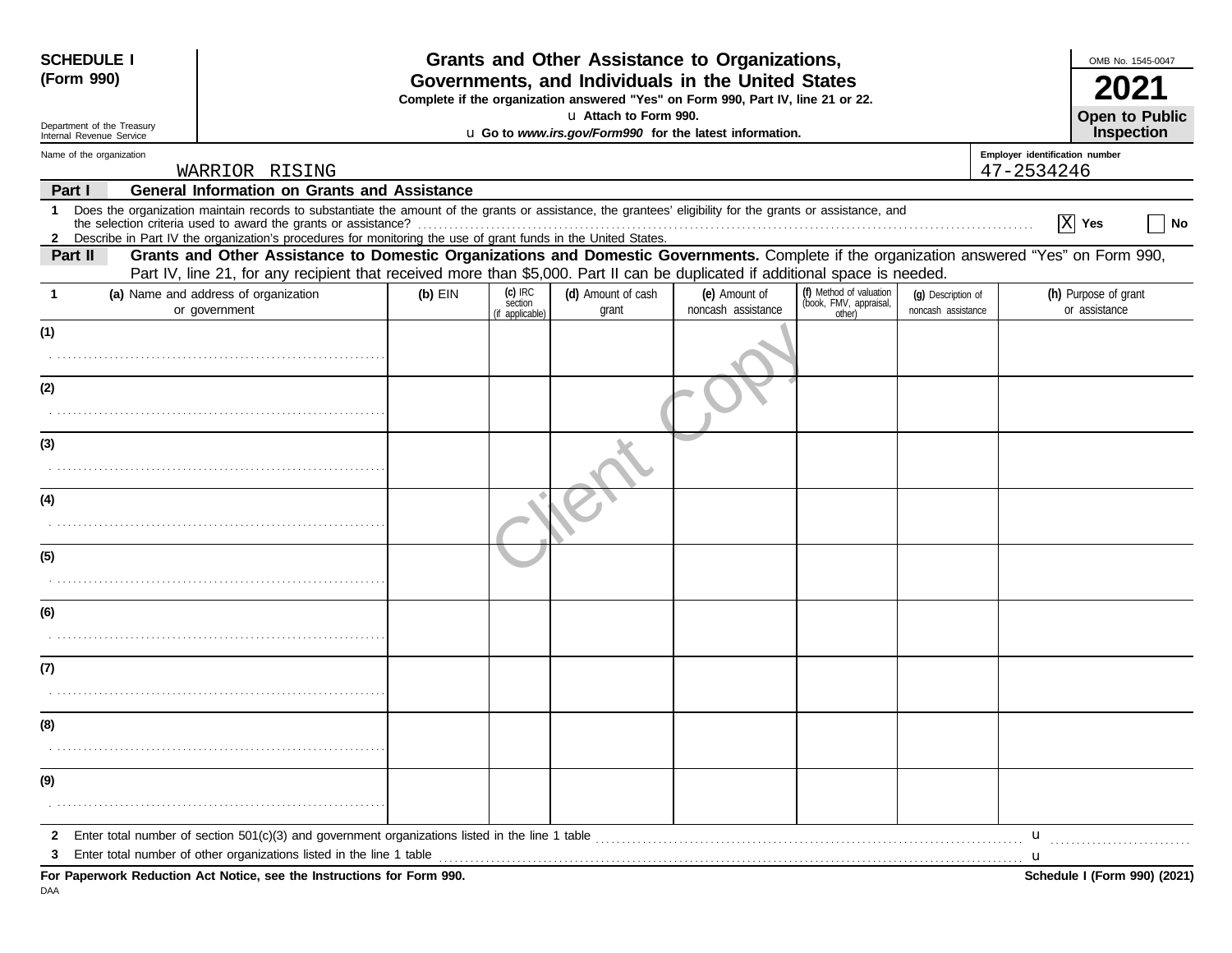**SCHEDULE I (Form 990)**

Department of the Treasury
Internal Revenue Service

# Grants and Other Assistance to Organizations, Governments, and Individuals in the United States

**Complete if the organization answered "Yes" on Form 990, Part IV, line 21 or 22.**

u Attach to Form 990.

u Go to *www.irs.gov/Form990* for the latest information.

OMB No. 1545-0047

**2021**

**Open to Public Inspection**

Name of the organization: WARRIOR RISING

Employer identification number: 47-2534246

## Part I General Information on Grants and Assistance

1 Does the organization maintain records to substantiate the amount of the grants or assistance, the grantees' eligibility for the grants or assistance, and the selection criteria used to award the grants or assistance? .......... [X] Yes [ ] No

2 Describe in Part IV the organization's procedures for monitoring the use of grant funds in the United States.

## Part II Grants and Other Assistance to Domestic Organizations and Domestic Governments.

Complete if the organization answered "Yes" on Form 990, Part IV, line 21, for any recipient that received more than $5,000. Part II can be duplicated if additional space is needed.

| 1 (a) Name and address of organization or government | (b) EIN | (c) IRC section (if applicable) | (d) Amount of cash grant | (e) Amount of noncash assistance | (f) Method of valuation (book, FMV, appraisal, other) | (g) Description of noncash assistance | (h) Purpose of grant or assistance |
|---|---|---|---|---|---|---|---|
| (1) | | | | | | | |
| (2) | | | | | | | |
| (3) | | | | | | | |
| (4) | | | | | | | |
| (5) | | | | | | | |
| (6) | | | | | | | |
| (7) | | | | | | | |
| (8) | | | | | | | |
| (9) | | | | | | | |

2 Enter total number of section 501(c)(3) and government organizations listed in the line 1 table .......... u

3 Enter total number of other organizations listed in the line 1 table .......... u

**For Paperwork Reduction Act Notice, see the Instructions for Form 990.**

**Schedule I (Form 990) (2021)**

DAA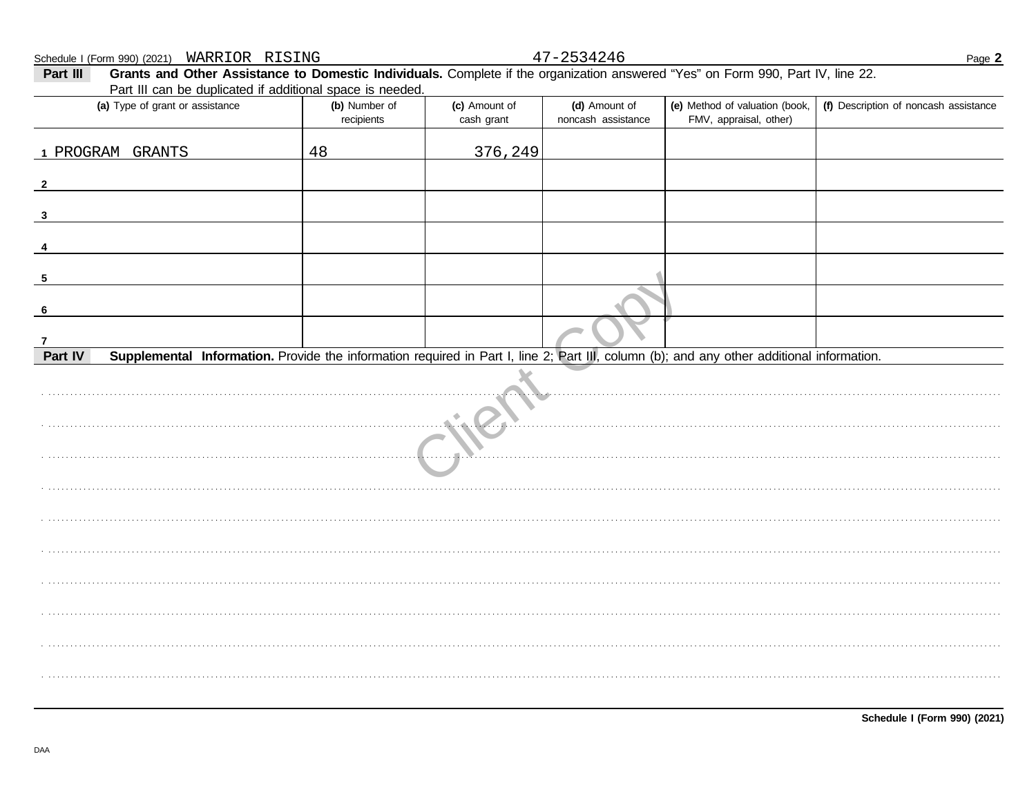Schedule I (Form 990) (2021) WARRIOR RISING 47-2534246

**Part III** **Grants and Other Assistance to Domestic Individuals.** Complete if the organization answered "Yes" on Form 990, Part IV, line 22. Part III can be duplicated if additional space is needed.

| (a) Type of grant or assistance | (b) Number of recipients | (c) Amount of cash grant | (d) Amount of noncash assistance | (e) Method of valuation (book, FMV, appraisal, other) | (f) Description of noncash assistance |
|---|---|---|---|---|---|
| 1 PROGRAM GRANTS | 48 | 376,249 | | | |
| 2 | | | | | |
| 3 | | | | | |
| 4 | | | | | |
| 5 | | | | | |
| 6 | | | | | |
| 7 | | | | | |

**Part IV** **Supplemental Information.** Provide the information required in Part I, line 2; Part III, column (b); and any other additional information.

**Schedule I (Form 990) (2021)**

DAA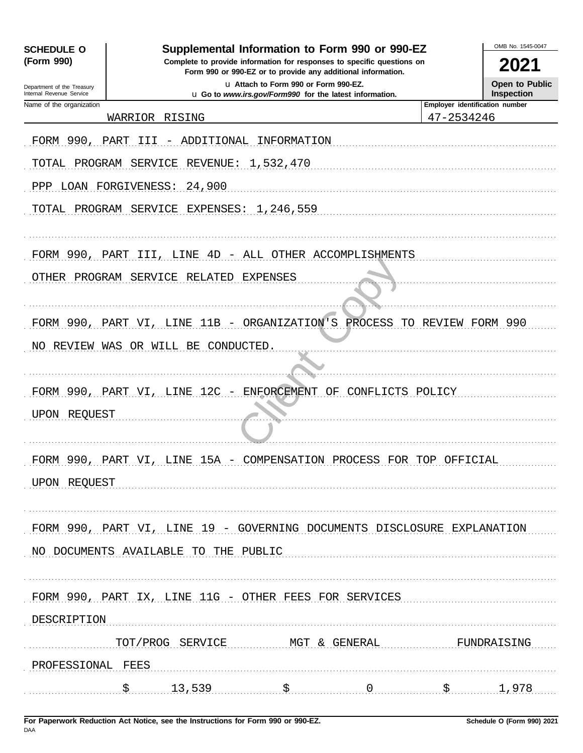**SCHEDULE O (Form 990)**

Department of the Treasury
Internal Revenue Service

# Supplemental Information to Form 990 or 990-EZ

**Complete to provide information for responses to specific questions on Form 990 or 990-EZ or to provide any additional information.**

u Attach to Form 990 or Form 990-EZ.

u Go to *www.irs.gov/Form990* for the latest information.

OMB No. 1545-0047

**2021**

**Open to Public Inspection**

Name of the organization: WARRIOR RISING

Employer identification number: 47-2534246

FORM 990, PART III - ADDITIONAL INFORMATION

TOTAL PROGRAM SERVICE REVENUE: 1,532,470

PPP LOAN FORGIVENESS: 24,900

TOTAL PROGRAM SERVICE EXPENSES: 1,246,559

FORM 990, PART III, LINE 4D - ALL OTHER ACCOMPLISHMENTS

OTHER PROGRAM SERVICE RELATED EXPENSES

FORM 990, PART VI, LINE 11B - ORGANIZATION'S PROCESS TO REVIEW FORM 990

NO REVIEW WAS OR WILL BE CONDUCTED.

FORM 990, PART VI, LINE 12C - ENFORCEMENT OF CONFLICTS POLICY

UPON REQUEST

FORM 990, PART VI, LINE 15A - COMPENSATION PROCESS FOR TOP OFFICIAL

UPON REQUEST

FORM 990, PART VI, LINE 19 - GOVERNING DOCUMENTS DISCLOSURE EXPLANATION

NO DOCUMENTS AVAILABLE TO THE PUBLIC

FORM 990, PART IX, LINE 11G - OTHER FEES FOR SERVICES

| DESCRIPTION | TOT/PROG SERVICE | MGT & GENERAL | FUNDRAISING |
|---|---|---|---|
| PROFESSIONAL FEES | $ 13,539 | $ 0 | $ 1,978 |

**For Paperwork Reduction Act Notice, see the Instructions for Form 990 or 990-EZ.**

DAA

**Schedule O (Form 990) 2021**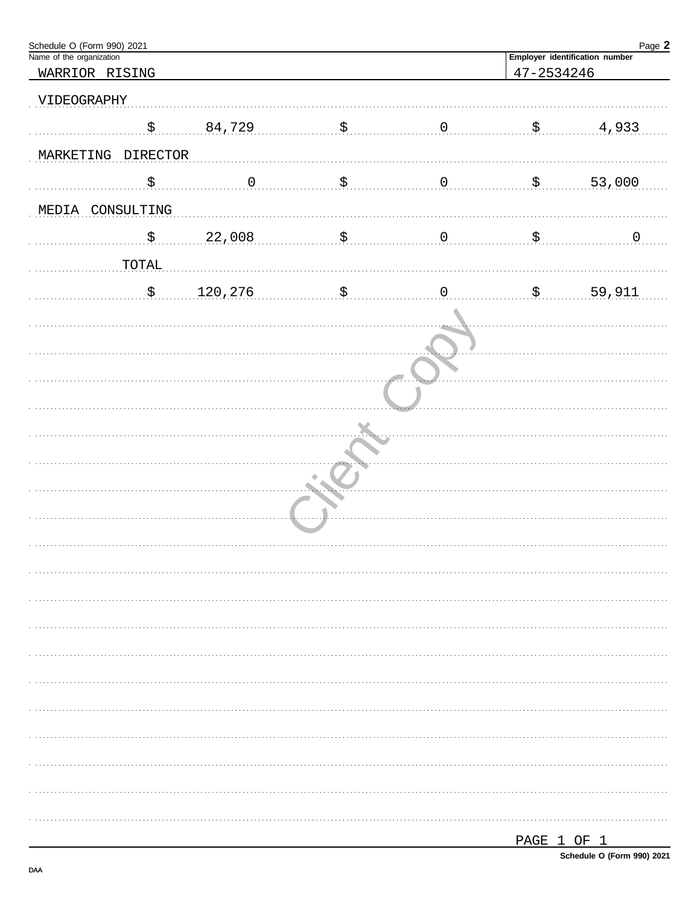Schedule O (Form 990) 2021

Name of the organization: WARRIOR RISING

Employer identification number: 47-2534246

| | | | |
|---|---|---|---|
| VIDEOGRAPHY | | | |
| | $ 84,729 | $ 0 | $ 4,933 |
| MARKETING DIRECTOR | | | |
| | $ 0 | $ 0 | $ 53,000 |
| MEDIA CONSULTING | | | |
| | $ 22,008 | $ 0 | $ 0 |
| TOTAL | | | |
| | $ 120,276 | $ 0 | $ 59,911 |

PAGE 1 OF 1

Schedule O (Form 990) 2021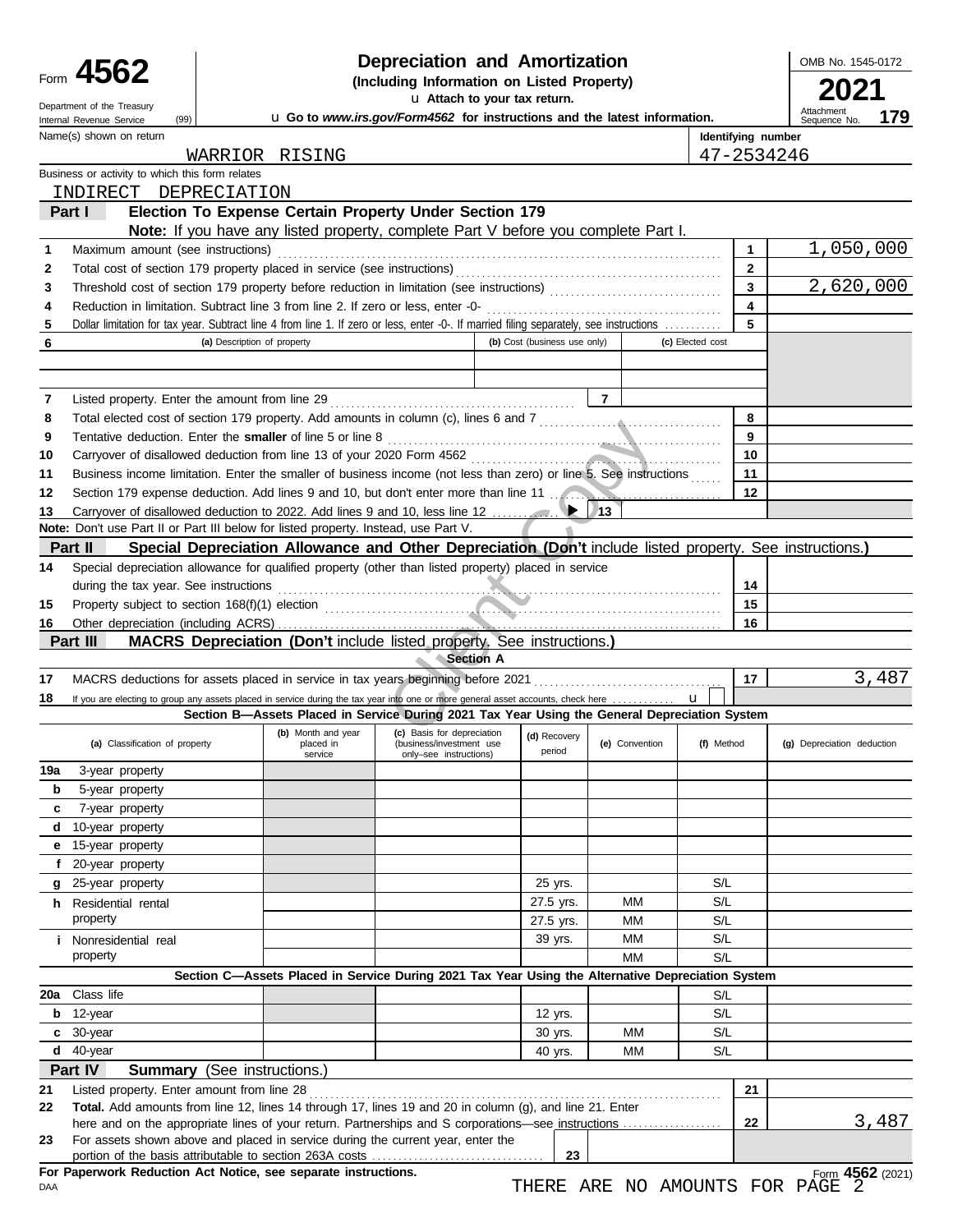# Form 4562 — Depreciation and Amortization (Including Information on Listed Property) — 2021

OMB No. 1545-0172

Department of the Treasury, Internal Revenue Service (99)

▶ Attach to your tax return.

▶ Go to *www.irs.gov/Form4562* for instructions and the latest information.

Attachment Sequence No. **179**

Name(s) shown on return: WARRIOR RISING

Identifying number: 47-2534246

Business or activity to which this form relates: INDIRECT DEPRECIATION

## Part I — Election To Expense Certain Property Under Section 179

**Note:** If you have any listed property, complete Part V before you complete Part I.

| | | | |
|---|---|---|---|
| 1 | Maximum amount (see instructions) | 1 | 1,050,000 |
| 2 | Total cost of section 179 property placed in service (see instructions) | 2 | |
| 3 | Threshold cost of section 179 property before reduction in limitation (see instructions) | 3 | 2,620,000 |
| 4 | Reduction in limitation. Subtract line 3 from line 2. If zero or less, enter -0- | 4 | |
| 5 | Dollar limitation for tax year. Subtract line 4 from line 1. If zero or less, enter -0-. If married filing separately, see instructions | 5 | |

| 6 | (a) Description of property | (b) Cost (business use only) | (c) Elected cost |
|---|---|---|---|
| | | | |
| | | | |

| | | | |
|---|---|---|---|
| 7 | Listed property. Enter the amount from line 29 | 7 | |
| 8 | Total elected cost of section 179 property. Add amounts in column (c), lines 6 and 7 | 8 | |
| 9 | Tentative deduction. Enter the **smaller** of line 5 or line 8 | 9 | |
| 10 | Carryover of disallowed deduction from line 13 of your 2020 Form 4562 | 10 | |
| 11 | Business income limitation. Enter the smaller of business income (not less than zero) or line 5. See instructions | 11 | |
| 12 | Section 179 expense deduction. Add lines 9 and 10, but don't enter more than line 11 | 12 | |
| 13 | Carryover of disallowed deduction to 2022. Add lines 9 and 10, less line 12 ▶ | 13 | |

**Note:** Don't use Part II or Part III below for listed property. Instead, use Part V.

## Part II — Special Depreciation Allowance and Other Depreciation (Don't include listed property. See instructions.)

| | | | |
|---|---|---|---|
| 14 | Special depreciation allowance for qualified property (other than listed property) placed in service during the tax year. See instructions | 14 | |
| 15 | Property subject to section 168(f)(1) election | 15 | |
| 16 | Other depreciation (including ACRS) | 16 | |

## Part III — MACRS Depreciation (Don't include listed property. See instructions.)

### Section A

| | | | |
|---|---|---|---|
| 17 | MACRS deductions for assets placed in service in tax years beginning before 2021 | 17 | 3,487 |
| 18 | If you are electing to group any assets placed in service during the tax year into one or more general asset accounts, check here ▶ ☐ | | |

### Section B—Assets Placed in Service During 2021 Tax Year Using the General Depreciation System

| (a) Classification of property | (b) Month and year placed in service | (c) Basis for depreciation (business/investment use only–see instructions) | (d) Recovery period | (e) Convention | (f) Method | (g) Depreciation deduction |
|---|---|---|---|---|---|---|
| 19a 3-year property | | | | | | |
| b 5-year property | | | | | | |
| c 7-year property | | | | | | |
| d 10-year property | | | | | | |
| e 15-year property | | | | | | |
| f 20-year property | | | | | | |
| g 25-year property | | | 25 yrs. | | S/L | |
| h Residential rental property | | | 27.5 yrs. | MM | S/L | |
| | | | 27.5 yrs. | MM | S/L | |
| i Nonresidential real property | | | 39 yrs. | MM | S/L | |
| | | | | MM | S/L | |

### Section C—Assets Placed in Service During 2021 Tax Year Using the Alternative Depreciation System

| (a) Classification of property | (b) Month and year placed in service | (c) Basis for depreciation | (d) Recovery period | (e) Convention | (f) Method | (g) Depreciation deduction |
|---|---|---|---|---|---|---|
| 20a Class life | | | | | S/L | |
| b 12-year | | | 12 yrs. | | S/L | |
| c 30-year | | | 30 yrs. | MM | S/L | |
| d 40-year | | | 40 yrs. | MM | S/L | |

## Part IV — Summary (See instructions.)

| | | | |
|---|---|---|---|
| 21 | Listed property. Enter amount from line 28 | 21 | |
| 22 | **Total.** Add amounts from line 12, lines 14 through 17, lines 19 and 20 in column (g), and line 21. Enter here and on the appropriate lines of your return. Partnerships and S corporations—see instructions | 22 | 3,487 |
| 23 | For assets shown above and placed in service during the current year, enter the portion of the basis attributable to section 263A costs | 23 | |

**For Paperwork Reduction Act Notice, see separate instructions.**

DAA

THERE ARE NO AMOUNTS FOR PAGE 2

Form **4562** (2021)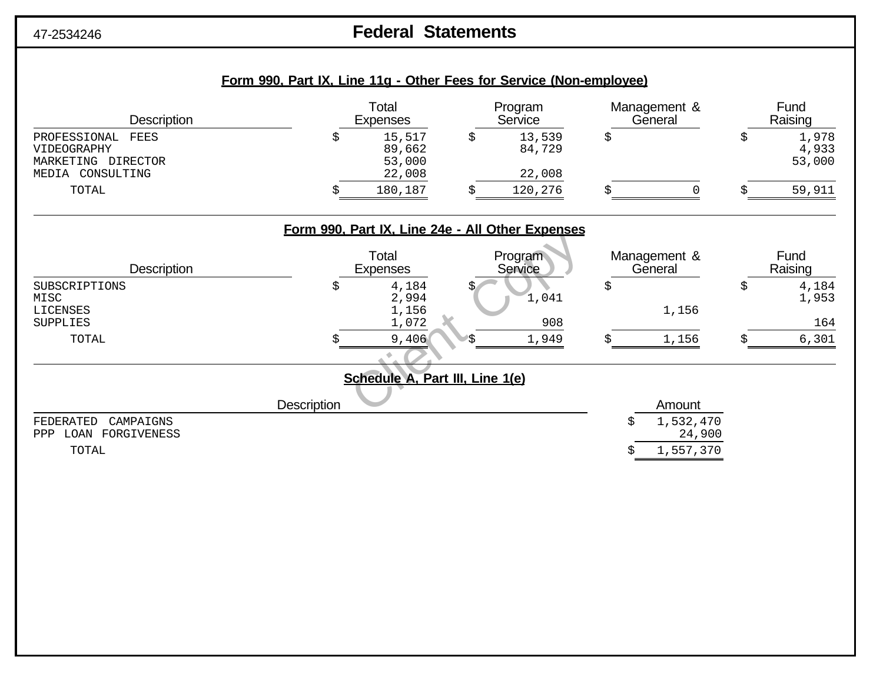47-2534246

# Federal Statements

## Form 990, Part IX, Line 11g - Other Fees for Service (Non-employee)

| Description | Total Expenses | Program Service | Management & General | Fund Raising |
|---|---|---|---|---|
| PROFESSIONAL FEES | $ 15,517 | $ 13,539 | $ | $ 1,978 |
| VIDEOGRAPHY | 89,662 | 84,729 | | 4,933 |
| MARKETING DIRECTOR | 53,000 | | | 53,000 |
| MEDIA CONSULTING | 22,008 | 22,008 | | |
| TOTAL | $ 180,187 | $ 120,276 | $ 0 | $ 59,911 |

## Form 990, Part IX, Line 24e - All Other Expenses

| Description | Total Expenses | Program Service | Management & General | Fund Raising |
|---|---|---|---|---|
| SUBSCRIPTIONS | $ 4,184 | $ | $ | $ 4,184 |
| MISC | 2,994 | 1,041 | | 1,953 |
| LICENSES | 1,156 | | 1,156 | |
| SUPPLIES | 1,072 | 908 | | 164 |
| TOTAL | $ 9,406 | $ 1,949 | $ 1,156 | $ 6,301 |

## Schedule A, Part III, Line 1(e)

| Description | Amount |
|---|---|
| FEDERATED CAMPAIGNS | $ 1,532,470 |
| PPP LOAN FORGIVENESS | 24,900 |
| TOTAL | $ 1,557,370 |

Client Copy